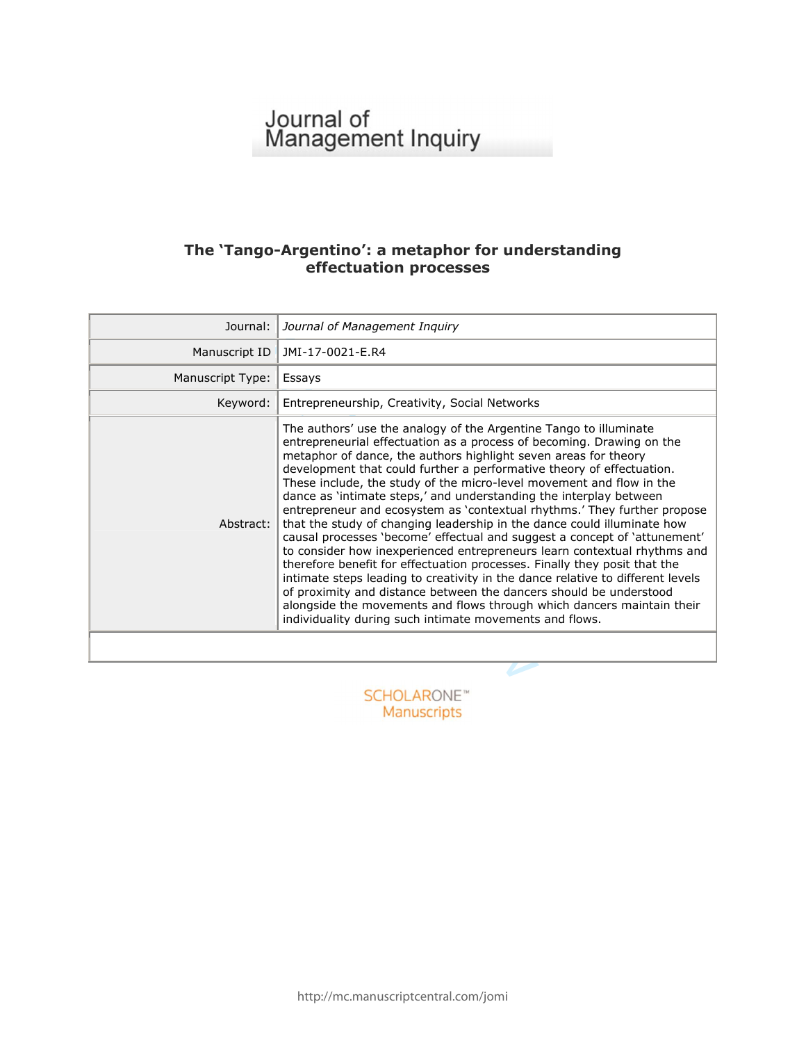Journal of Management Inquiry

# The ‘Tango-Argentino’: a metaphor for understanding effectuation processes

| | |
|---|---|
| Journal: | *Journal of Management Inquiry* |
| Manuscript ID | JMI-17-0021-E.R4 |
| Manuscript Type: | Essays |
| Keyword: | Entrepreneurship, Creativity, Social Networks |
| Abstract: | The authors’ use the analogy of the Argentine Tango to illuminate entrepreneurial effectuation as a process of becoming. Drawing on the metaphor of dance, the authors highlight seven areas for theory development that could further a performative theory of effectuation. These include, the study of the micro-level movement and flow in the dance as ‘intimate steps,’ and understanding the interplay between entrepreneur and ecosystem as ‘contextual rhythms.’ They further propose that the study of changing leadership in the dance could illuminate how causal processes ‘become’ effectual and suggest a concept of ‘attunement’ to consider how inexperienced entrepreneurs learn contextual rhythms and therefore benefit for effectuation processes. Finally they posit that the intimate steps leading to creativity in the dance relative to different levels of proximity and distance between the dancers should be understood alongside the movements and flows through which dancers maintain their individuality during such intimate movements and flows. |

SCHOLARONE™ Manuscripts

http://mc.manuscriptcentral.com/jomi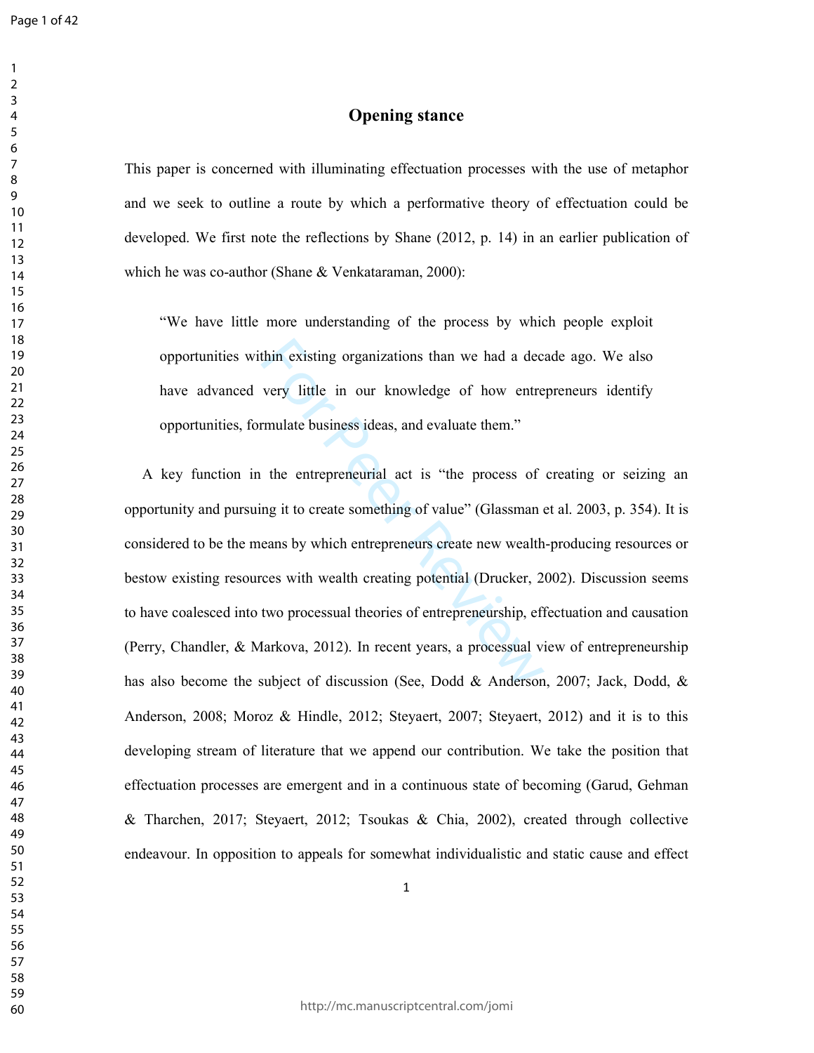# Opening stance

This paper is concerned with illuminating effectuation processes with the use of metaphor and we seek to outline a route by which a performative theory of effectuation could be developed. We first note the reflections by Shane (2012, p. 14) in an earlier publication of which he was co-author (Shane & Venkataraman, 2000):

> "We have little more understanding of the process by which people exploit opportunities within existing organizations than we had a decade ago. We also have advanced very little in our knowledge of how entrepreneurs identify opportunities, formulate business ideas, and evaluate them."

A key function in the entrepreneurial act is "the process of creating or seizing an opportunity and pursuing it to create something of value" (Glassman et al. 2003, p. 354). It is considered to be the means by which entrepreneurs create new wealth-producing resources or bestow existing resources with wealth creating potential (Drucker, 2002). Discussion seems to have coalesced into two processual theories of entrepreneurship, effectuation and causation (Perry, Chandler, & Markova, 2012). In recent years, a processual view of entrepreneurship has also become the subject of discussion (See, Dodd & Anderson, 2007; Jack, Dodd, & Anderson, 2008; Moroz & Hindle, 2012; Steyaert, 2007; Steyaert, 2012) and it is to this developing stream of literature that we append our contribution. We take the position that effectuation processes are emergent and in a continuous state of becoming (Garud, Gehman & Tharchen, 2017; Steyaert, 2012; Tsoukas & Chia, 2002), created through collective endeavour. In opposition to appeals for somewhat individualistic and static cause and effect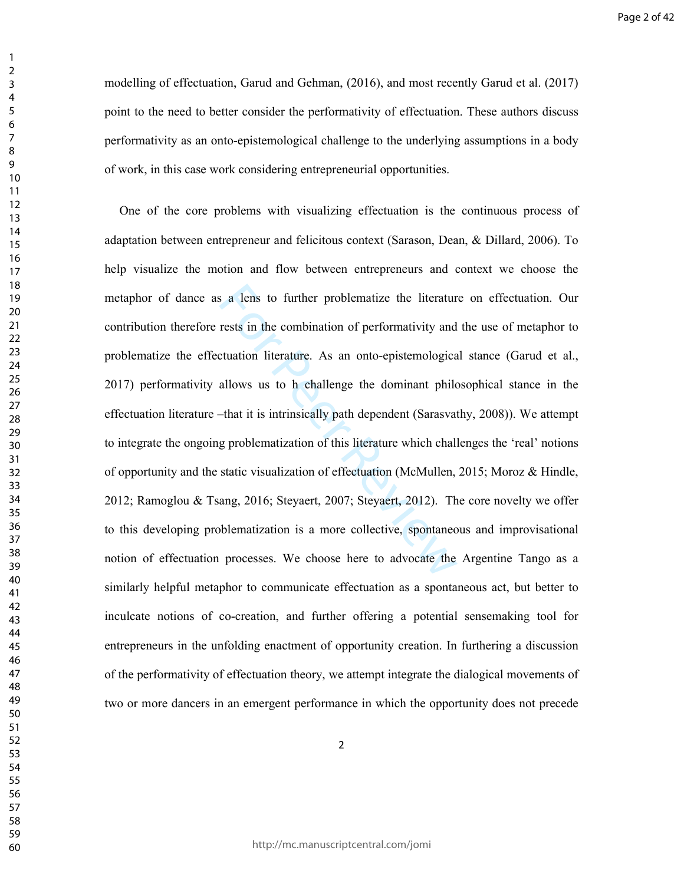modelling of effectuation, Garud and Gehman, (2016), and most recently Garud et al. (2017) point to the need to better consider the performativity of effectuation. These authors discuss performativity as an onto-epistemological challenge to the underlying assumptions in a body of work, in this case work considering entrepreneurial opportunities.

One of the core problems with visualizing effectuation is the continuous process of adaptation between entrepreneur and felicitous context (Sarason, Dean, & Dillard, 2006). To help visualize the motion and flow between entrepreneurs and context we choose the metaphor of dance as a lens to further problematize the literature on effectuation. Our contribution therefore rests in the combination of performativity and the use of metaphor to problematize the effectuation literature. As an onto-epistemological stance (Garud et al., 2017) performativity allows us to h challenge the dominant philosophical stance in the effectuation literature –that it is intrinsically path dependent (Sarasvathy, 2008)). We attempt to integrate the ongoing problematization of this literature which challenges the 'real' notions of opportunity and the static visualization of effectuation (McMullen, 2015; Moroz & Hindle, 2012; Ramoglou & Tsang, 2016; Steyaert, 2007; Steyaert, 2012). The core novelty we offer to this developing problematization is a more collective, spontaneous and improvisational notion of effectuation processes. We choose here to advocate the Argentine Tango as a similarly helpful metaphor to communicate effectuation as a spontaneous act, but better to inculcate notions of co-creation, and further offering a potential sensemaking tool for entrepreneurs in the unfolding enactment of opportunity creation. In furthering a discussion of the performativity of effectuation theory, we attempt integrate the dialogical movements of two or more dancers in an emergent performance in which the opportunity does not precede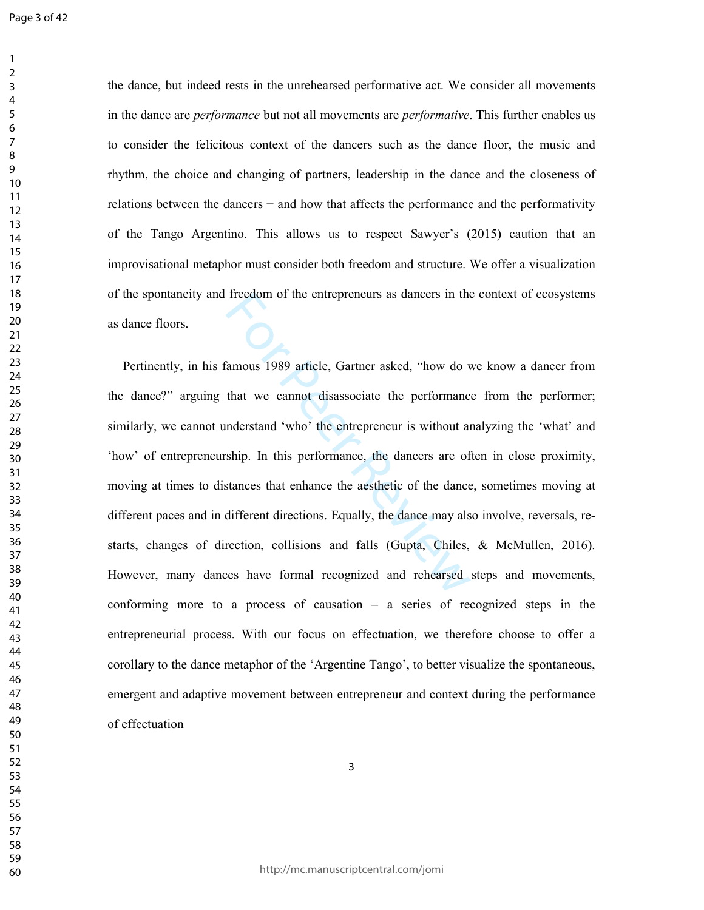the dance, but indeed rests in the unrehearsed performative act. We consider all movements in the dance are *performance* but not all movements are *performative*. This further enables us to consider the felicitous context of the dancers such as the dance floor, the music and rhythm, the choice and changing of partners, leadership in the dance and the closeness of relations between the dancers − and how that affects the performance and the performativity of the Tango Argentino. This allows us to respect Sawyer's (2015) caution that an improvisational metaphor must consider both freedom and structure. We offer a visualization of the spontaneity and freedom of the entrepreneurs as dancers in the context of ecosystems as dance floors.

Pertinently, in his famous 1989 article, Gartner asked, "how do we know a dancer from the dance?" arguing that we cannot disassociate the performance from the performer; similarly, we cannot understand 'who' the entrepreneur is without analyzing the 'what' and 'how' of entrepreneurship. In this performance, the dancers are often in close proximity, moving at times to distances that enhance the aesthetic of the dance, sometimes moving at different paces and in different directions. Equally, the dance may also involve, reversals, re-starts, changes of direction, collisions and falls (Gupta, Chiles, & McMullen, 2016). However, many dances have formal recognized and rehearsed steps and movements, conforming more to a process of causation – a series of recognized steps in the entrepreneurial process. With our focus on effectuation, we therefore choose to offer a corollary to the dance metaphor of the 'Argentine Tango', to better visualize the spontaneous, emergent and adaptive movement between entrepreneur and context during the performance of effectuation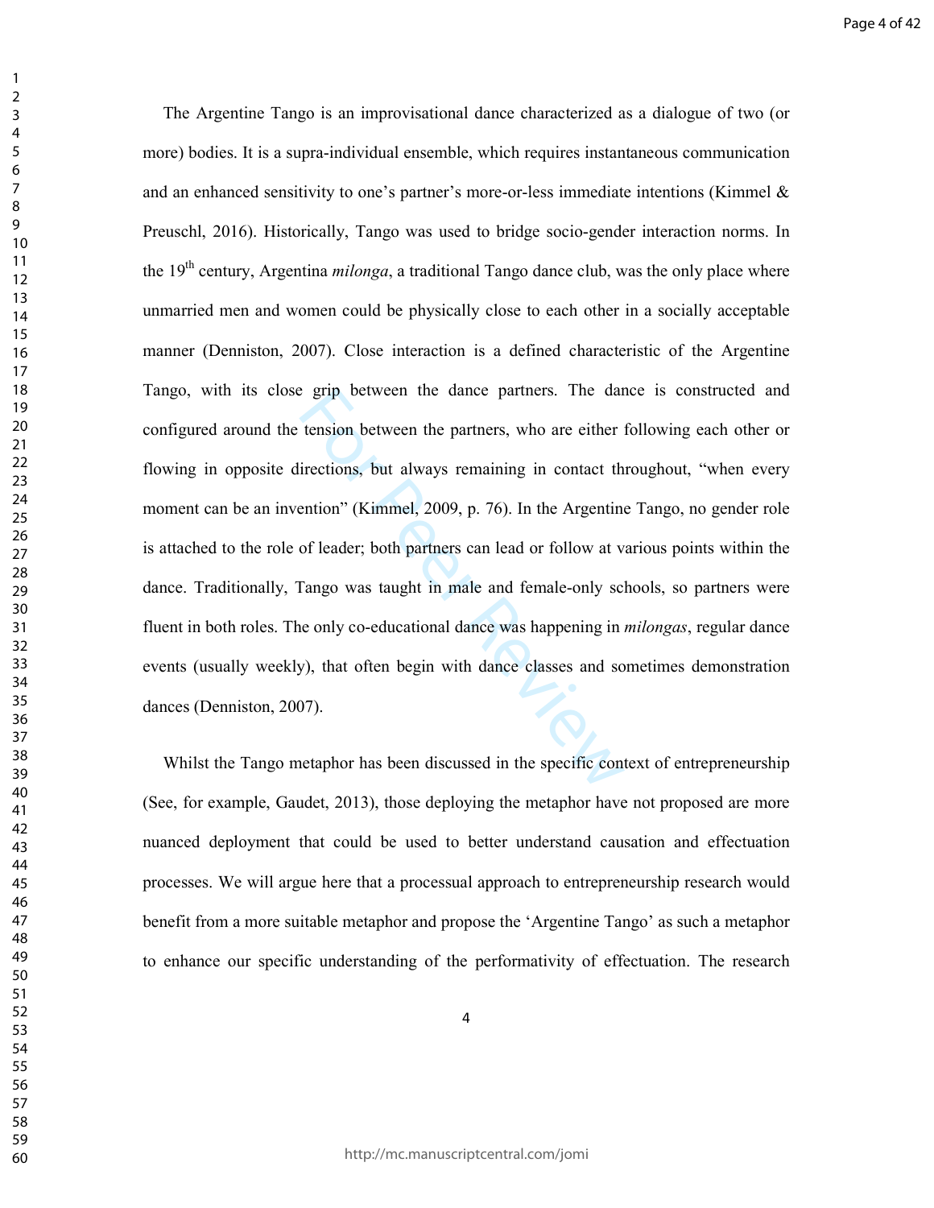The Argentine Tango is an improvisational dance characterized as a dialogue of two (or more) bodies. It is a supra-individual ensemble, which requires instantaneous communication and an enhanced sensitivity to one's partner's more-or-less immediate intentions (Kimmel & Preuschl, 2016). Historically, Tango was used to bridge socio-gender interaction norms. In the 19th century, Argentina *milonga*, a traditional Tango dance club, was the only place where unmarried men and women could be physically close to each other in a socially acceptable manner (Denniston, 2007). Close interaction is a defined characteristic of the Argentine Tango, with its close grip between the dance partners. The dance is constructed and configured around the tension between the partners, who are either following each other or flowing in opposite directions, but always remaining in contact throughout, "when every moment can be an invention" (Kimmel, 2009, p. 76). In the Argentine Tango, no gender role is attached to the role of leader; both partners can lead or follow at various points within the dance. Traditionally, Tango was taught in male and female-only schools, so partners were fluent in both roles. The only co-educational dance was happening in *milongas*, regular dance events (usually weekly), that often begin with dance classes and sometimes demonstration dances (Denniston, 2007).

Whilst the Tango metaphor has been discussed in the specific context of entrepreneurship (See, for example, Gaudet, 2013), those deploying the metaphor have not proposed are more nuanced deployment that could be used to better understand causation and effectuation processes. We will argue here that a processual approach to entrepreneurship research would benefit from a more suitable metaphor and propose the 'Argentine Tango' as such a metaphor to enhance our specific understanding of the performativity of effectuation. The research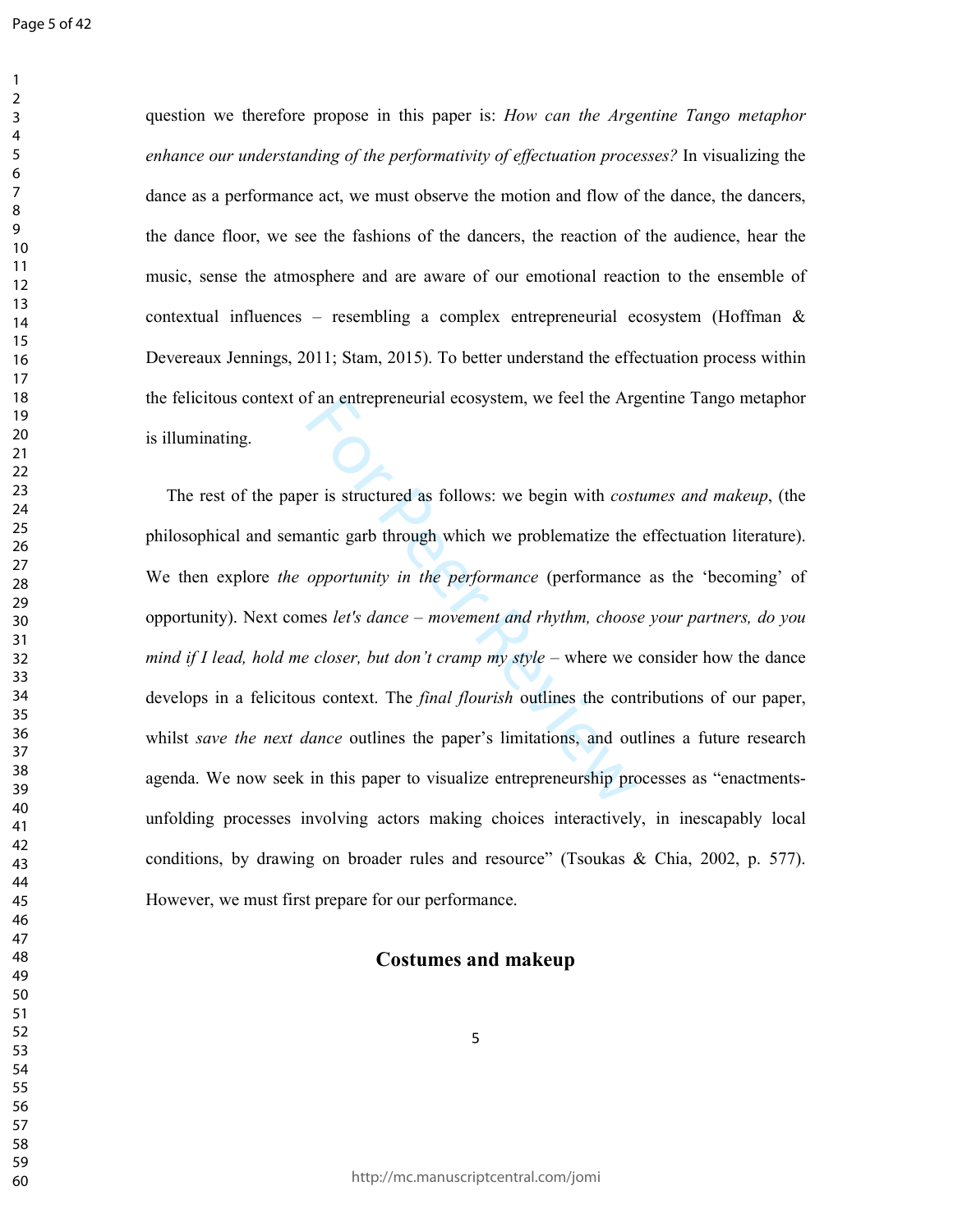question we therefore propose in this paper is: *How can the Argentine Tango metaphor enhance our understanding of the performativity of effectuation processes?* In visualizing the dance as a performance act, we must observe the motion and flow of the dance, the dancers, the dance floor, we see the fashions of the dancers, the reaction of the audience, hear the music, sense the atmosphere and are aware of our emotional reaction to the ensemble of contextual influences – resembling a complex entrepreneurial ecosystem (Hoffman & Devereaux Jennings, 2011; Stam, 2015). To better understand the effectuation process within the felicitous context of an entrepreneurial ecosystem, we feel the Argentine Tango metaphor is illuminating.

The rest of the paper is structured as follows: we begin with *costumes and makeup*, (the philosophical and semantic garb through which we problematize the effectuation literature). We then explore *the opportunity in the performance* (performance as the 'becoming' of opportunity). Next comes *let's dance – movement and rhythm, choose your partners, do you mind if I lead, hold me closer, but don't cramp my style* – where we consider how the dance develops in a felicitous context. The *final flourish* outlines the contributions of our paper, whilst *save the next dance* outlines the paper's limitations, and outlines a future research agenda. We now seek in this paper to visualize entrepreneurship processes as "enactments-unfolding processes involving actors making choices interactively, in inescapably local conditions, by drawing on broader rules and resource" (Tsoukas & Chia, 2002, p. 577). However, we must first prepare for our performance.

## Costumes and makeup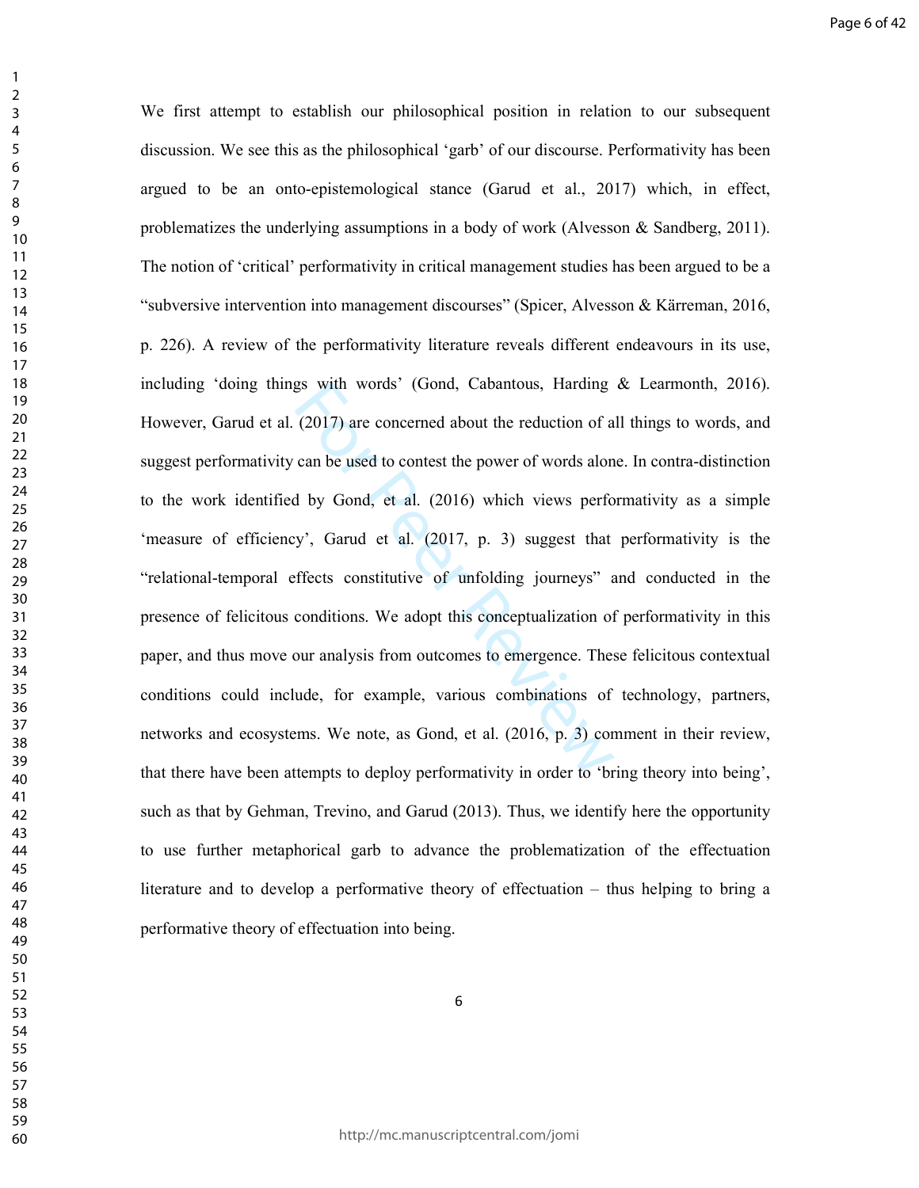We first attempt to establish our philosophical position in relation to our subsequent discussion. We see this as the philosophical 'garb' of our discourse. Performativity has been argued to be an onto-epistemological stance (Garud et al., 2017) which, in effect, problematizes the underlying assumptions in a body of work (Alvesson & Sandberg, 2011). The notion of 'critical' performativity in critical management studies has been argued to be a "subversive intervention into management discourses" (Spicer, Alvesson & Kärreman, 2016, p. 226). A review of the performativity literature reveals different endeavours in its use, including 'doing things with words' (Gond, Cabantous, Harding & Learmonth, 2016). However, Garud et al. (2017) are concerned about the reduction of all things to words, and suggest performativity can be used to contest the power of words alone. In contra-distinction to the work identified by Gond, et al. (2016) which views performativity as a simple 'measure of efficiency', Garud et al. (2017, p. 3) suggest that performativity is the "relational-temporal effects constitutive of unfolding journeys" and conducted in the presence of felicitous conditions. We adopt this conceptualization of performativity in this paper, and thus move our analysis from outcomes to emergence. These felicitous contextual conditions could include, for example, various combinations of technology, partners, networks and ecosystems. We note, as Gond, et al. (2016, p. 3) comment in their review, that there have been attempts to deploy performativity in order to 'bring theory into being', such as that by Gehman, Trevino, and Garud (2013). Thus, we identify here the opportunity to use further metaphorical garb to advance the problematization of the effectuation literature and to develop a performative theory of effectuation – thus helping to bring a performative theory of effectuation into being.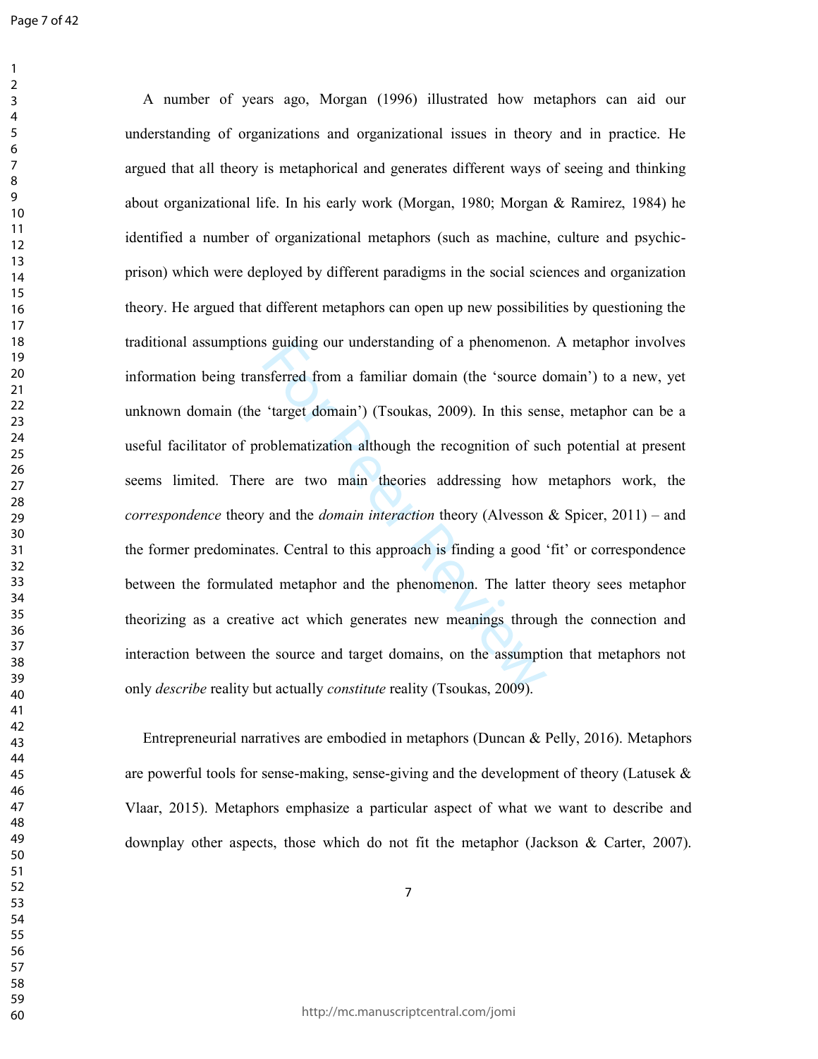A number of years ago, Morgan (1996) illustrated how metaphors can aid our understanding of organizations and organizational issues in theory and in practice. He argued that all theory is metaphorical and generates different ways of seeing and thinking about organizational life. In his early work (Morgan, 1980; Morgan & Ramirez, 1984) he identified a number of organizational metaphors (such as machine, culture and psychic-prison) which were deployed by different paradigms in the social sciences and organization theory. He argued that different metaphors can open up new possibilities by questioning the traditional assumptions guiding our understanding of a phenomenon. A metaphor involves information being transferred from a familiar domain (the 'source domain') to a new, yet unknown domain (the 'target domain') (Tsoukas, 2009). In this sense, metaphor can be a useful facilitator of problematization although the recognition of such potential at present seems limited. There are two main theories addressing how metaphors work, the *correspondence* theory and the *domain interaction* theory (Alvesson & Spicer, 2011) – and the former predominates. Central to this approach is finding a good 'fit' or correspondence between the formulated metaphor and the phenomenon. The latter theory sees metaphor theorizing as a creative act which generates new meanings through the connection and interaction between the source and target domains, on the assumption that metaphors not only *describe* reality but actually *constitute* reality (Tsoukas, 2009).

Entrepreneurial narratives are embodied in metaphors (Duncan & Pelly, 2016). Metaphors are powerful tools for sense-making, sense-giving and the development of theory (Latusek & Vlaar, 2015). Metaphors emphasize a particular aspect of what we want to describe and downplay other aspects, those which do not fit the metaphor (Jackson & Carter, 2007).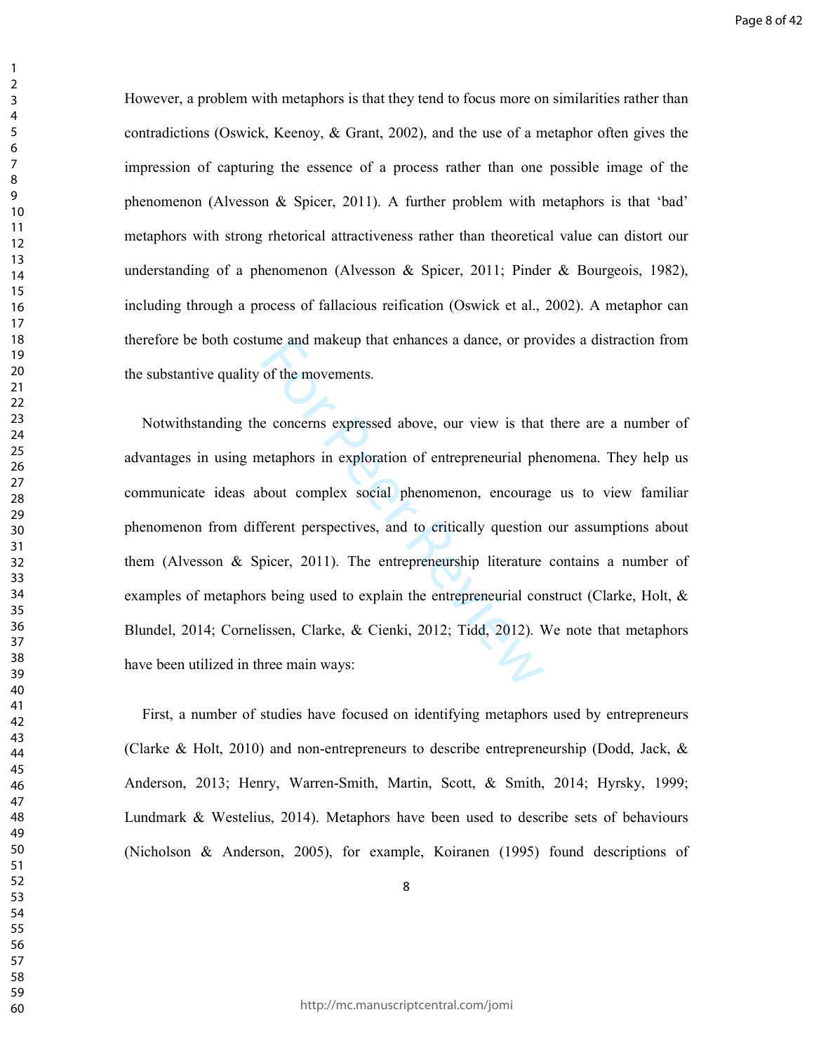However, a problem with metaphors is that they tend to focus more on similarities rather than contradictions (Oswick, Keenoy, & Grant, 2002), and the use of a metaphor often gives the impression of capturing the essence of a process rather than one possible image of the phenomenon (Alvesson & Spicer, 2011). A further problem with metaphors is that 'bad' metaphors with strong rhetorical attractiveness rather than theoretical value can distort our understanding of a phenomenon (Alvesson & Spicer, 2011; Pinder & Bourgeois, 1982), including through a process of fallacious reification (Oswick et al., 2002). A metaphor can therefore be both costume and makeup that enhances a dance, or provides a distraction from the substantive quality of the movements.

Notwithstanding the concerns expressed above, our view is that there are a number of advantages in using metaphors in exploration of entrepreneurial phenomena. They help us communicate ideas about complex social phenomenon, encourage us to view familiar phenomenon from different perspectives, and to critically question our assumptions about them (Alvesson & Spicer, 2011). The entrepreneurship literature contains a number of examples of metaphors being used to explain the entrepreneurial construct (Clarke, Holt, & Blundel, 2014; Cornelissen, Clarke, & Cienki, 2012; Tidd, 2012). We note that metaphors have been utilized in three main ways:

First, a number of studies have focused on identifying metaphors used by entrepreneurs (Clarke & Holt, 2010) and non-entrepreneurs to describe entrepreneurship (Dodd, Jack, & Anderson, 2013; Henry, Warren-Smith, Martin, Scott, & Smith, 2014; Hyrsky, 1999; Lundmark & Westelius, 2014). Metaphors have been used to describe sets of behaviours (Nicholson & Anderson, 2005), for example, Koiranen (1995) found descriptions of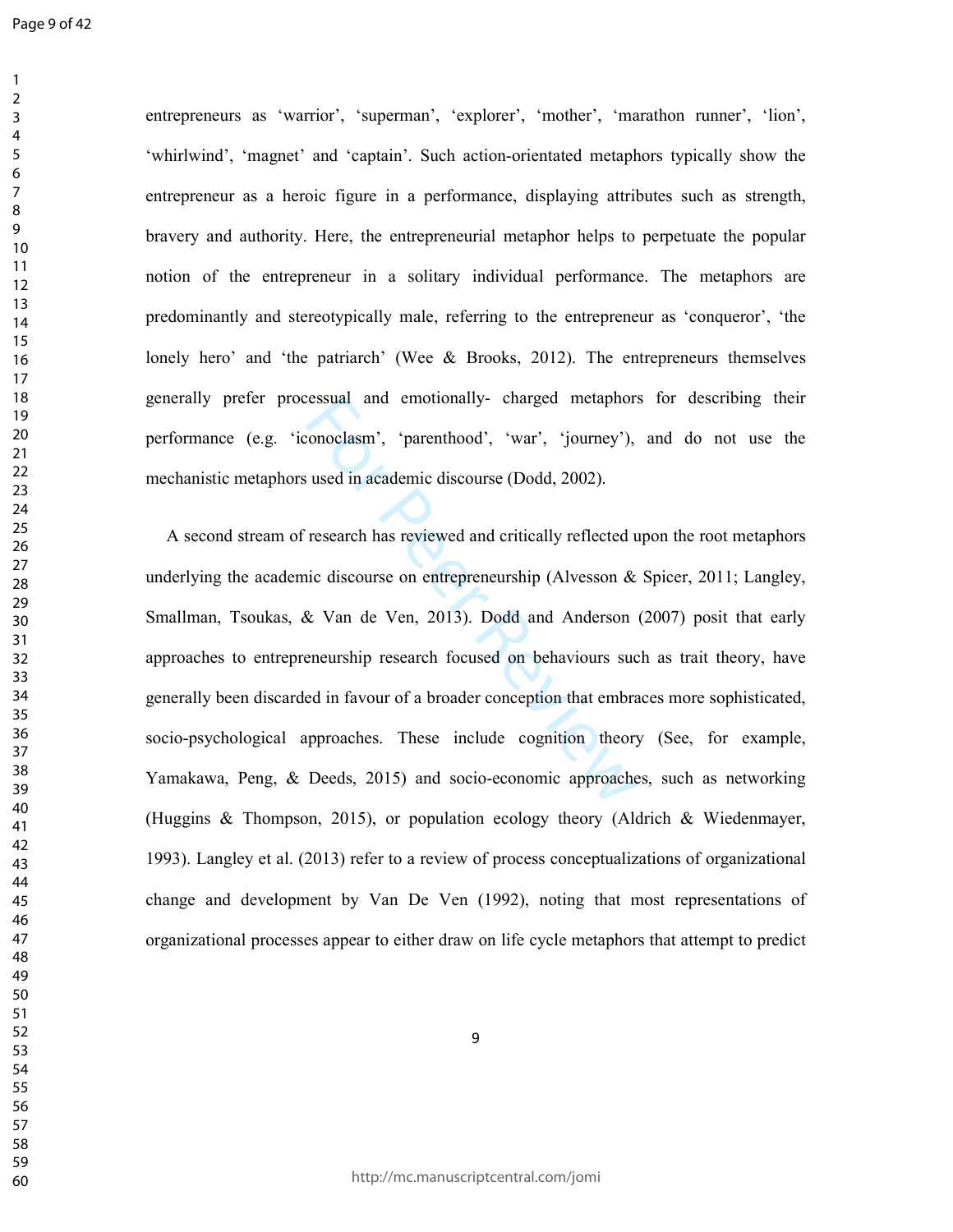entrepreneurs as 'warrior', 'superman', 'explorer', 'mother', 'marathon runner', 'lion', 'whirlwind', 'magnet' and 'captain'. Such action-orientated metaphors typically show the entrepreneur as a heroic figure in a performance, displaying attributes such as strength, bravery and authority. Here, the entrepreneurial metaphor helps to perpetuate the popular notion of the entrepreneur in a solitary individual performance. The metaphors are predominantly and stereotypically male, referring to the entrepreneur as 'conqueror', 'the lonely hero' and 'the patriarch' (Wee & Brooks, 2012). The entrepreneurs themselves generally prefer processual and emotionally- charged metaphors for describing their performance (e.g. 'iconoclasm', 'parenthood', 'war', 'journey'), and do not use the mechanistic metaphors used in academic discourse (Dodd, 2002).

A second stream of research has reviewed and critically reflected upon the root metaphors underlying the academic discourse on entrepreneurship (Alvesson & Spicer, 2011; Langley, Smallman, Tsoukas, & Van de Ven, 2013). Dodd and Anderson (2007) posit that early approaches to entrepreneurship research focused on behaviours such as trait theory, have generally been discarded in favour of a broader conception that embraces more sophisticated, socio-psychological approaches. These include cognition theory (See, for example, Yamakawa, Peng, & Deeds, 2015) and socio-economic approaches, such as networking (Huggins & Thompson, 2015), or population ecology theory (Aldrich & Wiedenmayer, 1993). Langley et al. (2013) refer to a review of process conceptualizations of organizational change and development by Van De Ven (1992), noting that most representations of organizational processes appear to either draw on life cycle metaphors that attempt to predict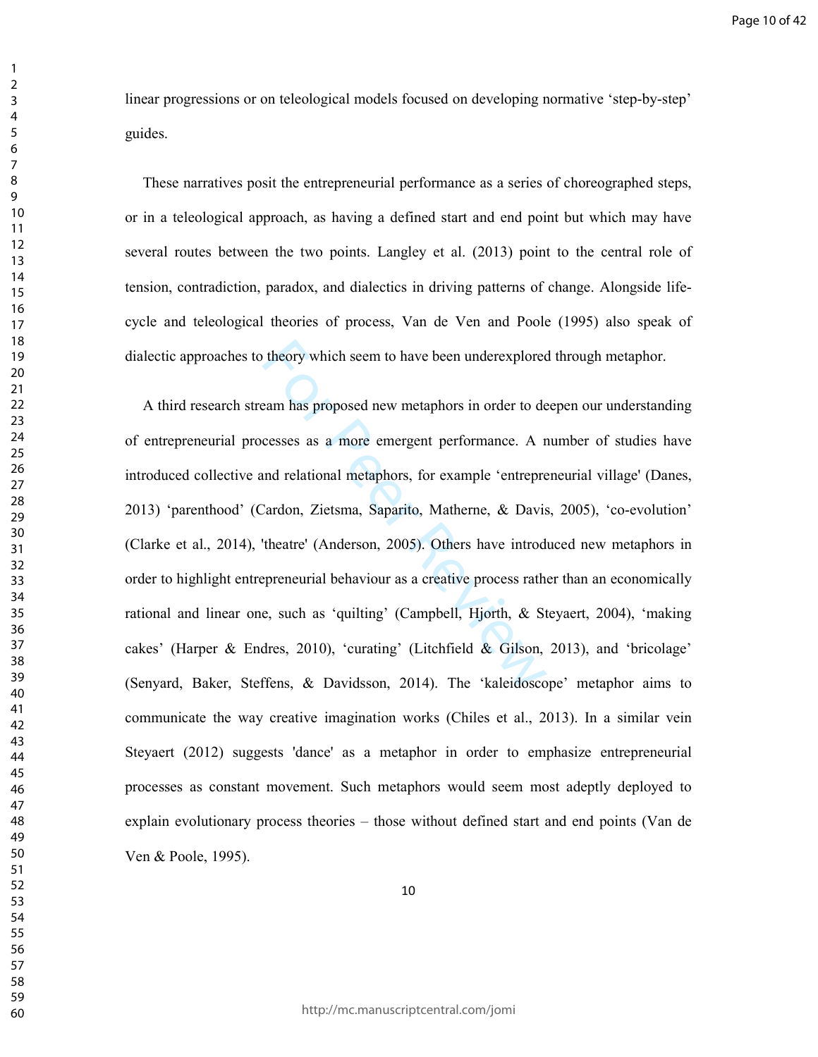linear progressions or on teleological models focused on developing normative 'step-by-step' guides.

These narratives posit the entrepreneurial performance as a series of choreographed steps, or in a teleological approach, as having a defined start and end point but which may have several routes between the two points. Langley et al. (2013) point to the central role of tension, contradiction, paradox, and dialectics in driving patterns of change. Alongside life-cycle and teleological theories of process, Van de Ven and Poole (1995) also speak of dialectic approaches to theory which seem to have been underexplored through metaphor.

A third research stream has proposed new metaphors in order to deepen our understanding of entrepreneurial processes as a more emergent performance. A number of studies have introduced collective and relational metaphors, for example 'entrepreneurial village' (Danes, 2013) 'parenthood' (Cardon, Zietsma, Saparito, Matherne, & Davis, 2005), 'co-evolution' (Clarke et al., 2014), 'theatre' (Anderson, 2005). Others have introduced new metaphors in order to highlight entrepreneurial behaviour as a creative process rather than an economically rational and linear one, such as 'quilting' (Campbell, Hjorth, & Steyaert, 2004), 'making cakes' (Harper & Endres, 2010), 'curating' (Litchfield & Gilson, 2013), and 'bricolage' (Senyard, Baker, Steffens, & Davidsson, 2014). The 'kaleidoscope' metaphor aims to communicate the way creative imagination works (Chiles et al., 2013). In a similar vein Steyaert (2012) suggests 'dance' as a metaphor in order to emphasize entrepreneurial processes as constant movement. Such metaphors would seem most adeptly deployed to explain evolutionary process theories – those without defined start and end points (Van de Ven & Poole, 1995).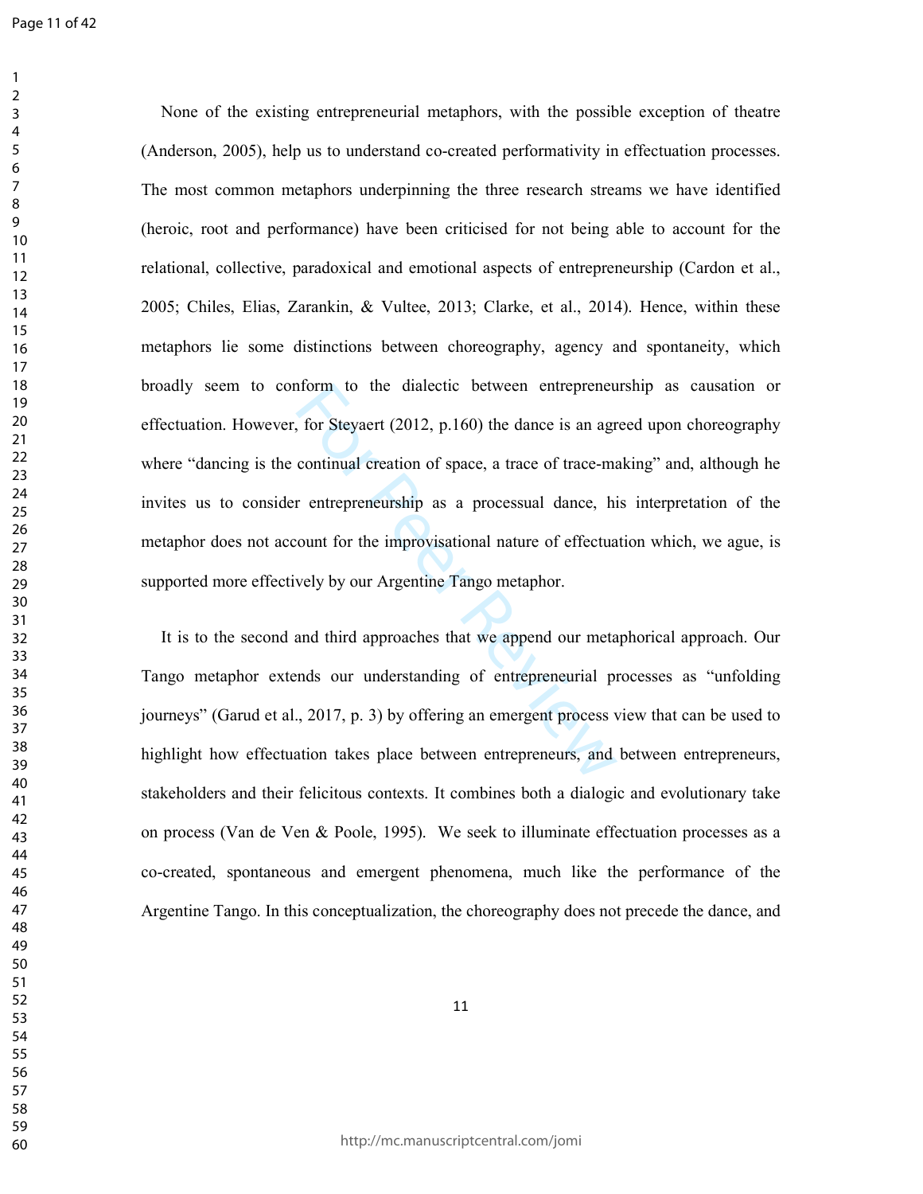None of the existing entrepreneurial metaphors, with the possible exception of theatre (Anderson, 2005), help us to understand co-created performativity in effectuation processes. The most common metaphors underpinning the three research streams we have identified (heroic, root and performance) have been criticised for not being able to account for the relational, collective, paradoxical and emotional aspects of entrepreneurship (Cardon et al., 2005; Chiles, Elias, Zarankin, & Vultee, 2013; Clarke, et al., 2014). Hence, within these metaphors lie some distinctions between choreography, agency and spontaneity, which broadly seem to conform to the dialectic between entrepreneurship as causation or effectuation. However, for Steyaert (2012, p.160) the dance is an agreed upon choreography where "dancing is the continual creation of space, a trace of trace-making" and, although he invites us to consider entrepreneurship as a processual dance, his interpretation of the metaphor does not account for the improvisational nature of effectuation which, we ague, is supported more effectively by our Argentine Tango metaphor.

It is to the second and third approaches that we append our metaphorical approach. Our Tango metaphor extends our understanding of entrepreneurial processes as "unfolding journeys" (Garud et al., 2017, p. 3) by offering an emergent process view that can be used to highlight how effectuation takes place between entrepreneurs, and between entrepreneurs, stakeholders and their felicitous contexts. It combines both a dialogic and evolutionary take on process (Van de Ven & Poole, 1995). We seek to illuminate effectuation processes as a co-created, spontaneous and emergent phenomena, much like the performance of the Argentine Tango. In this conceptualization, the choreography does not precede the dance, and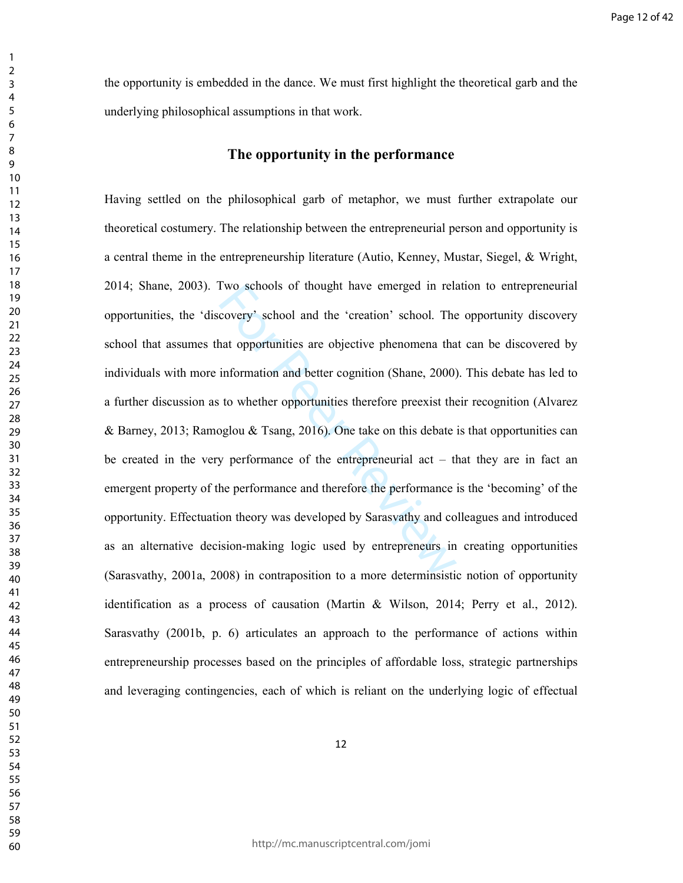the opportunity is embedded in the dance. We must first highlight the theoretical garb and the underlying philosophical assumptions in that work.

## The opportunity in the performance

Having settled on the philosophical garb of metaphor, we must further extrapolate our theoretical costumery. The relationship between the entrepreneurial person and opportunity is a central theme in the entrepreneurship literature (Autio, Kenney, Mustar, Siegel, & Wright, 2014; Shane, 2003). Two schools of thought have emerged in relation to entrepreneurial opportunities, the 'discovery' school and the 'creation' school. The opportunity discovery school that assumes that opportunities are objective phenomena that can be discovered by individuals with more information and better cognition (Shane, 2000). This debate has led to a further discussion as to whether opportunities therefore preexist their recognition (Alvarez & Barney, 2013; Ramoglou & Tsang, 2016). One take on this debate is that opportunities can be created in the very performance of the entrepreneurial act – that they are in fact an emergent property of the performance and therefore the performance is the 'becoming' of the opportunity. Effectuation theory was developed by Sarasvathy and colleagues and introduced as an alternative decision-making logic used by entrepreneurs in creating opportunities (Sarasvathy, 2001a, 2008) in contraposition to a more determinsistic notion of opportunity identification as a process of causation (Martin & Wilson, 2014; Perry et al., 2012). Sarasvathy (2001b, p. 6) articulates an approach to the performance of actions within entrepreneurship processes based on the principles of affordable loss, strategic partnerships and leveraging contingencies, each of which is reliant on the underlying logic of effectual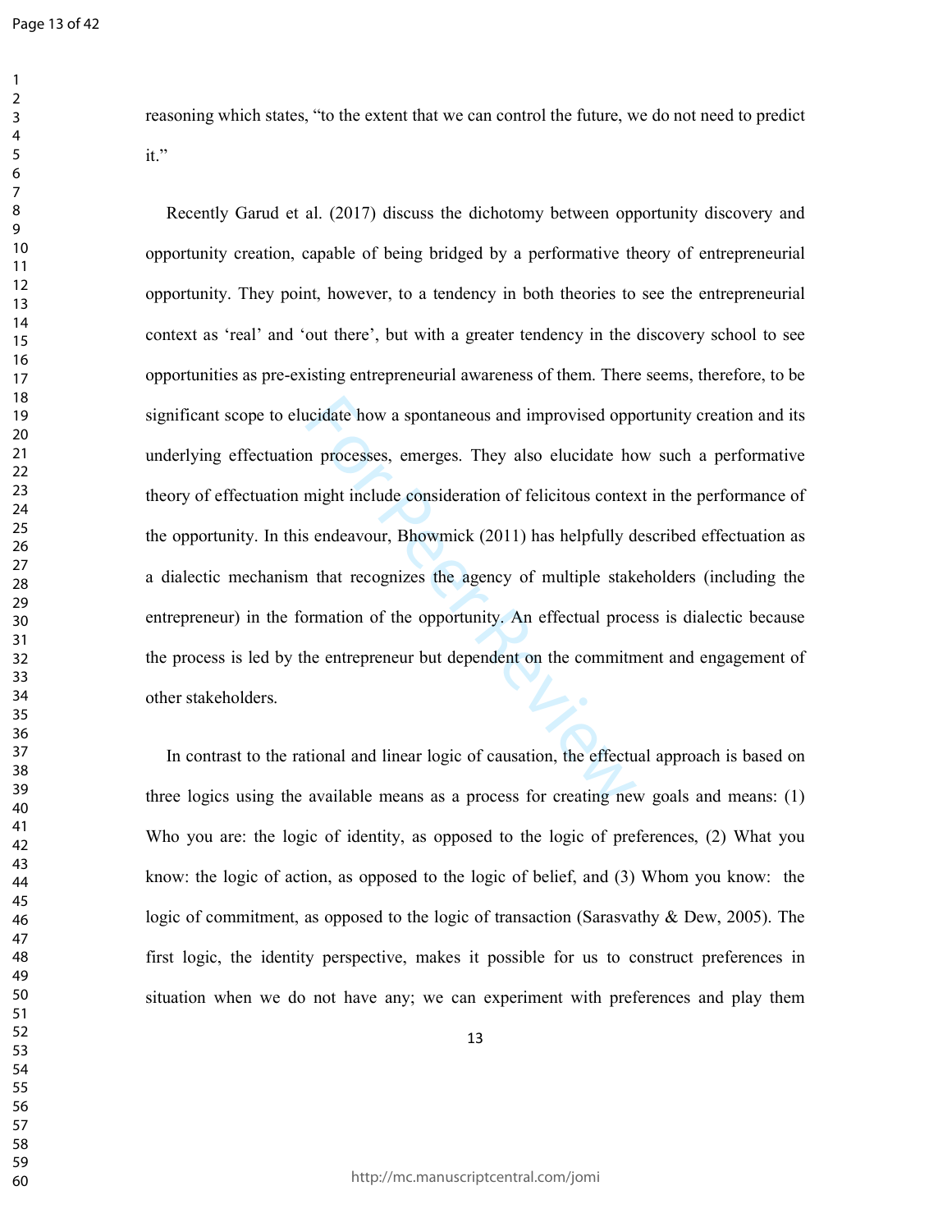reasoning which states, “to the extent that we can control the future, we do not need to predict it.”

Recently Garud et al. (2017) discuss the dichotomy between opportunity discovery and opportunity creation, capable of being bridged by a performative theory of entrepreneurial opportunity. They point, however, to a tendency in both theories to see the entrepreneurial context as ‘real’ and ‘out there’, but with a greater tendency in the discovery school to see opportunities as pre-existing entrepreneurial awareness of them. There seems, therefore, to be significant scope to elucidate how a spontaneous and improvised opportunity creation and its underlying effectuation processes, emerges. They also elucidate how such a performative theory of effectuation might include consideration of felicitous context in the performance of the opportunity. In this endeavour, Bhowmick (2011) has helpfully described effectuation as a dialectic mechanism that recognizes the agency of multiple stakeholders (including the entrepreneur) in the formation of the opportunity. An effectual process is dialectic because the process is led by the entrepreneur but dependent on the commitment and engagement of other stakeholders.

In contrast to the rational and linear logic of causation, the effectual approach is based on three logics using the available means as a process for creating new goals and means: (1) Who you are: the logic of identity, as opposed to the logic of preferences, (2) What you know: the logic of action, as opposed to the logic of belief, and (3) Whom you know: the logic of commitment, as opposed to the logic of transaction (Sarasvathy & Dew, 2005). The first logic, the identity perspective, makes it possible for us to construct preferences in situation when we do not have any; we can experiment with preferences and play them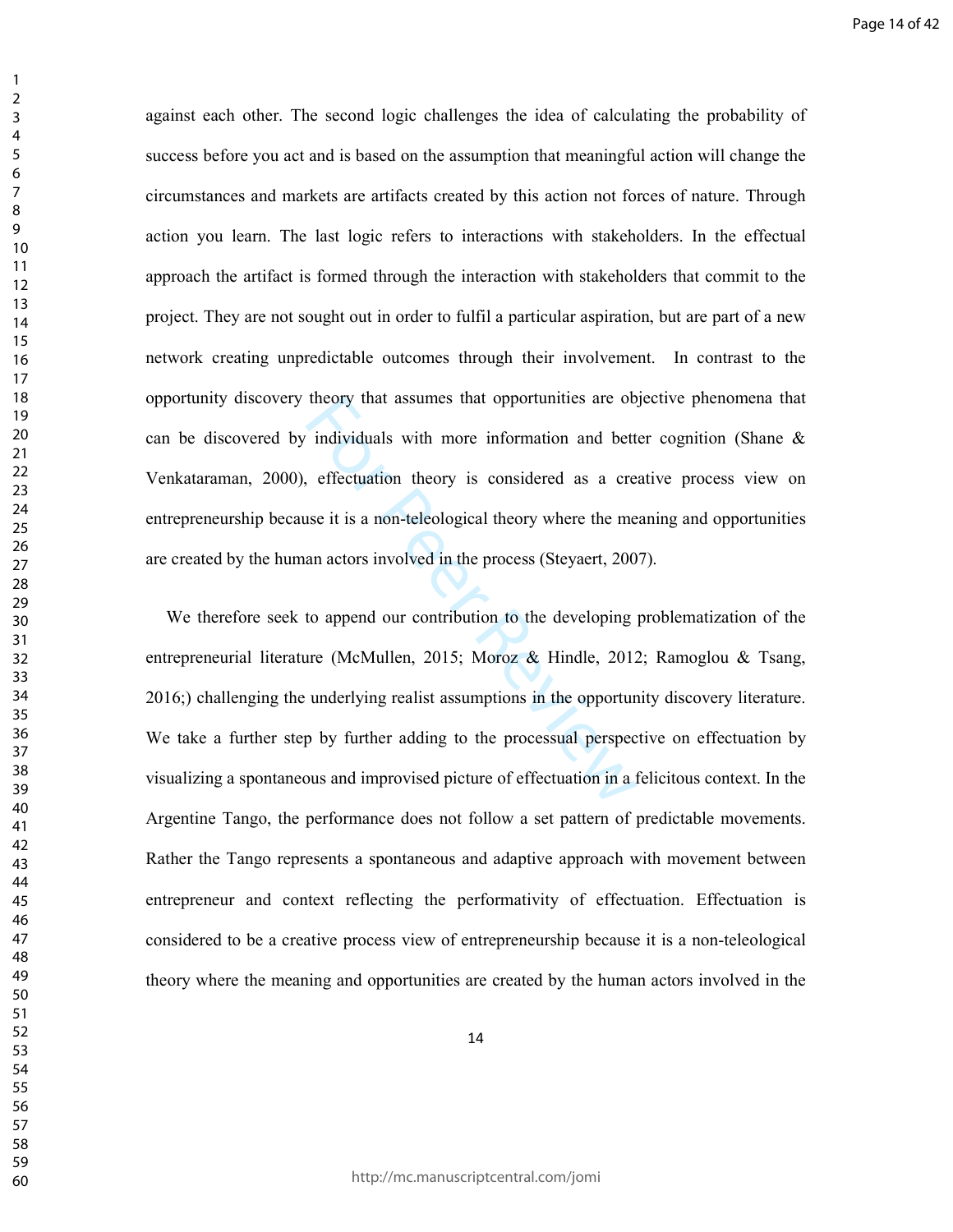against each other. The second logic challenges the idea of calculating the probability of success before you act and is based on the assumption that meaningful action will change the circumstances and markets are artifacts created by this action not forces of nature. Through action you learn. The last logic refers to interactions with stakeholders. In the effectual approach the artifact is formed through the interaction with stakeholders that commit to the project. They are not sought out in order to fulfil a particular aspiration, but are part of a new network creating unpredictable outcomes through their involvement. In contrast to the opportunity discovery theory that assumes that opportunities are objective phenomena that can be discovered by individuals with more information and better cognition (Shane & Venkataraman, 2000), effectuation theory is considered as a creative process view on entrepreneurship because it is a non-teleological theory where the meaning and opportunities are created by the human actors involved in the process (Steyaert, 2007).

We therefore seek to append our contribution to the developing problematization of the entrepreneurial literature (McMullen, 2015; Moroz & Hindle, 2012; Ramoglou & Tsang, 2016;) challenging the underlying realist assumptions in the opportunity discovery literature. We take a further step by further adding to the processual perspective on effectuation by visualizing a spontaneous and improvised picture of effectuation in a felicitous context. In the Argentine Tango, the performance does not follow a set pattern of predictable movements. Rather the Tango represents a spontaneous and adaptive approach with movement between entrepreneur and context reflecting the performativity of effectuation. Effectuation is considered to be a creative process view of entrepreneurship because it is a non-teleological theory where the meaning and opportunities are created by the human actors involved in the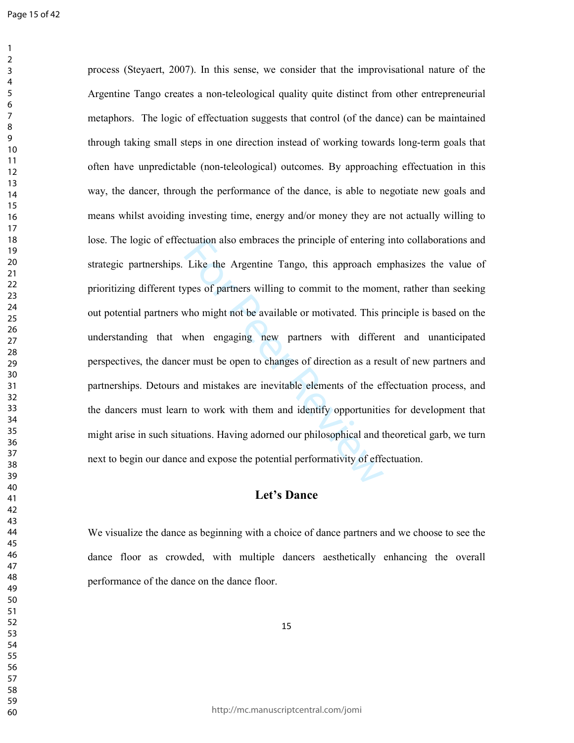process (Steyaert, 2007). In this sense, we consider that the improvisational nature of the Argentine Tango creates a non-teleological quality quite distinct from other entrepreneurial metaphors. The logic of effectuation suggests that control (of the dance) can be maintained through taking small steps in one direction instead of working towards long-term goals that often have unpredictable (non-teleological) outcomes. By approaching effectuation in this way, the dancer, through the performance of the dance, is able to negotiate new goals and means whilst avoiding investing time, energy and/or money they are not actually willing to lose. The logic of effectuation also embraces the principle of entering into collaborations and strategic partnerships. Like the Argentine Tango, this approach emphasizes the value of prioritizing different types of partners willing to commit to the moment, rather than seeking out potential partners who might not be available or motivated. This principle is based on the understanding that when engaging new partners with different and unanticipated perspectives, the dancer must be open to changes of direction as a result of new partners and partnerships. Detours and mistakes are inevitable elements of the effectuation process, and the dancers must learn to work with them and identify opportunities for development that might arise in such situations. Having adorned our philosophical and theoretical garb, we turn next to begin our dance and expose the potential performativity of effectuation.

## Let's Dance

We visualize the dance as beginning with a choice of dance partners and we choose to see the dance floor as crowded, with multiple dancers aesthetically enhancing the overall performance of the dance on the dance floor.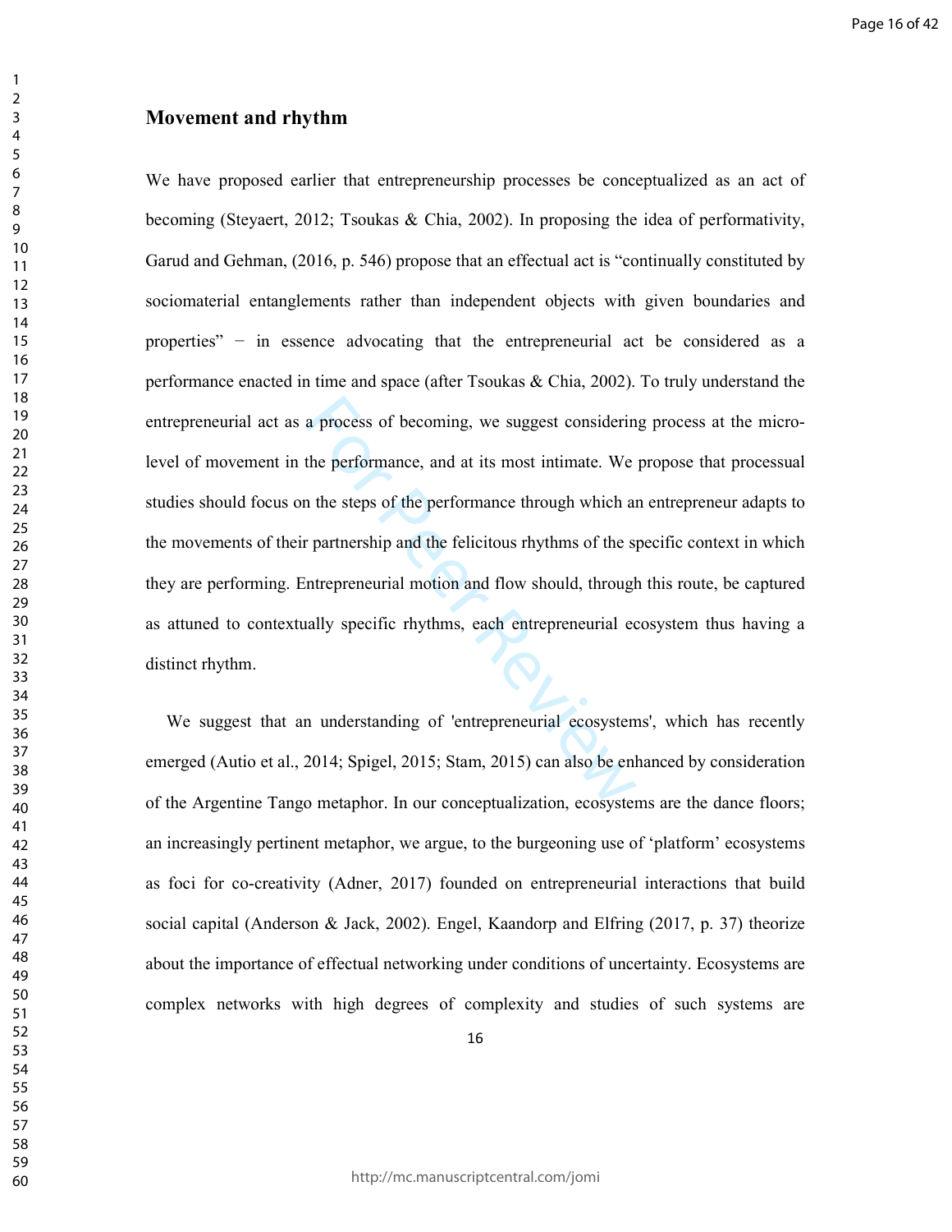## Movement and rhythm

We have proposed earlier that entrepreneurship processes be conceptualized as an act of becoming (Steyaert, 2012; Tsoukas & Chia, 2002). In proposing the idea of performativity, Garud and Gehman, (2016, p. 546) propose that an effectual act is “continually constituted by sociomaterial entanglements rather than independent objects with given boundaries and properties” − in essence advocating that the entrepreneurial act be considered as a performance enacted in time and space (after Tsoukas & Chia, 2002). To truly understand the entrepreneurial act as a process of becoming, we suggest considering process at the micro-level of movement in the performance, and at its most intimate. We propose that processual studies should focus on the steps of the performance through which an entrepreneur adapts to the movements of their partnership and the felicitous rhythms of the specific context in which they are performing. Entrepreneurial motion and flow should, through this route, be captured as attuned to contextually specific rhythms, each entrepreneurial ecosystem thus having a distinct rhythm.

We suggest that an understanding of 'entrepreneurial ecosystems', which has recently emerged (Autio et al., 2014; Spigel, 2015; Stam, 2015) can also be enhanced by consideration of the Argentine Tango metaphor. In our conceptualization, ecosystems are the dance floors; an increasingly pertinent metaphor, we argue, to the burgeoning use of ‘platform’ ecosystems as foci for co-creativity (Adner, 2017) founded on entrepreneurial interactions that build social capital (Anderson & Jack, 2002). Engel, Kaandorp and Elfring (2017, p. 37) theorize about the importance of effectual networking under conditions of uncertainty. Ecosystems are complex networks with high degrees of complexity and studies of such systems are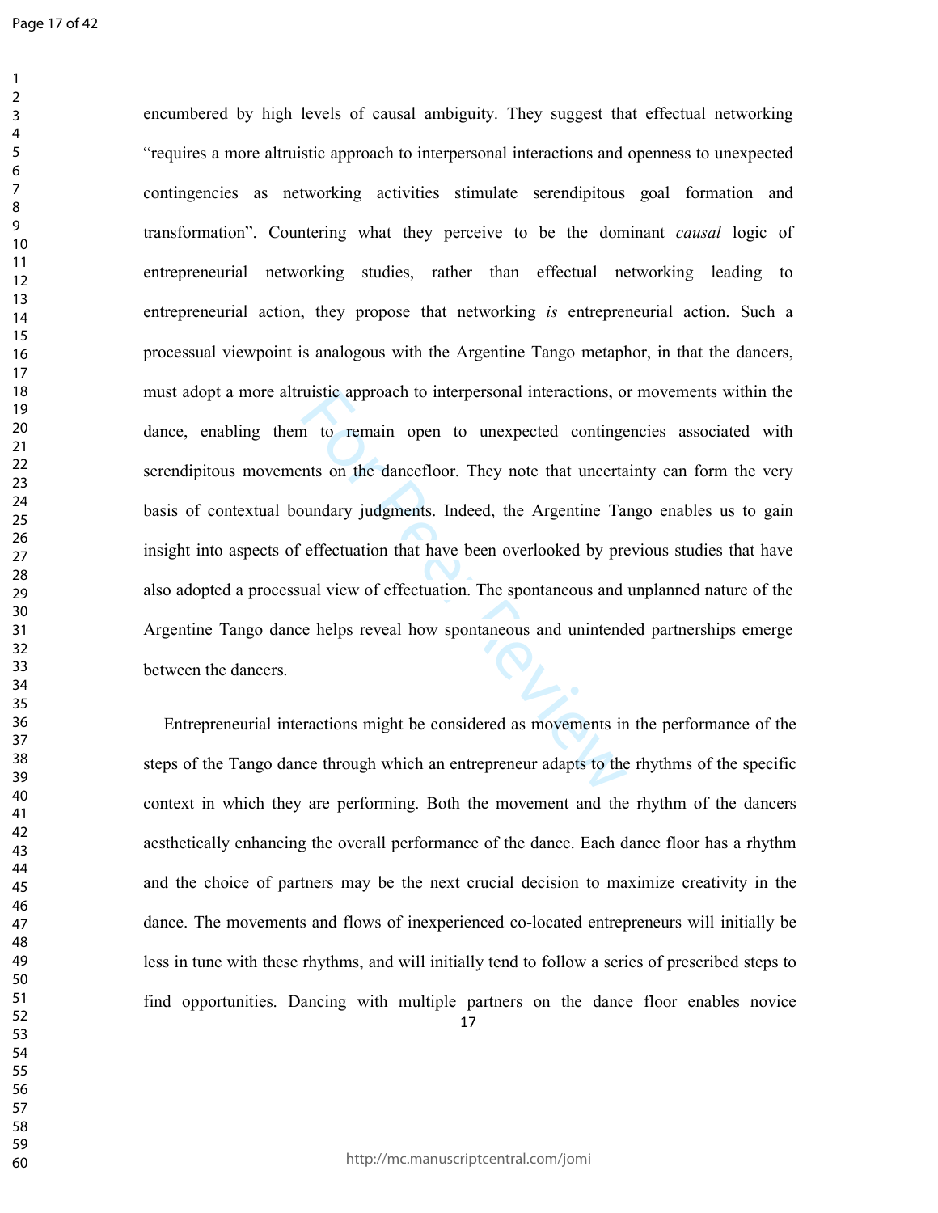encumbered by high levels of causal ambiguity. They suggest that effectual networking "requires a more altruistic approach to interpersonal interactions and openness to unexpected contingencies as networking activities stimulate serendipitous goal formation and transformation". Countering what they perceive to be the dominant *causal* logic of entrepreneurial networking studies, rather than effectual networking leading to entrepreneurial action, they propose that networking *is* entrepreneurial action. Such a processual viewpoint is analogous with the Argentine Tango metaphor, in that the dancers, must adopt a more altruistic approach to interpersonal interactions, or movements within the dance, enabling them to remain open to unexpected contingencies associated with serendipitous movements on the dancefloor. They note that uncertainty can form the very basis of contextual boundary judgments. Indeed, the Argentine Tango enables us to gain insight into aspects of effectuation that have been overlooked by previous studies that have also adopted a processual view of effectuation. The spontaneous and unplanned nature of the Argentine Tango dance helps reveal how spontaneous and unintended partnerships emerge between the dancers.

Entrepreneurial interactions might be considered as movements in the performance of the steps of the Tango dance through which an entrepreneur adapts to the rhythms of the specific context in which they are performing. Both the movement and the rhythm of the dancers aesthetically enhancing the overall performance of the dance. Each dance floor has a rhythm and the choice of partners may be the next crucial decision to maximize creativity in the dance. The movements and flows of inexperienced co-located entrepreneurs will initially be less in tune with these rhythms, and will initially tend to follow a series of prescribed steps to find opportunities. Dancing with multiple partners on the dance floor enables novice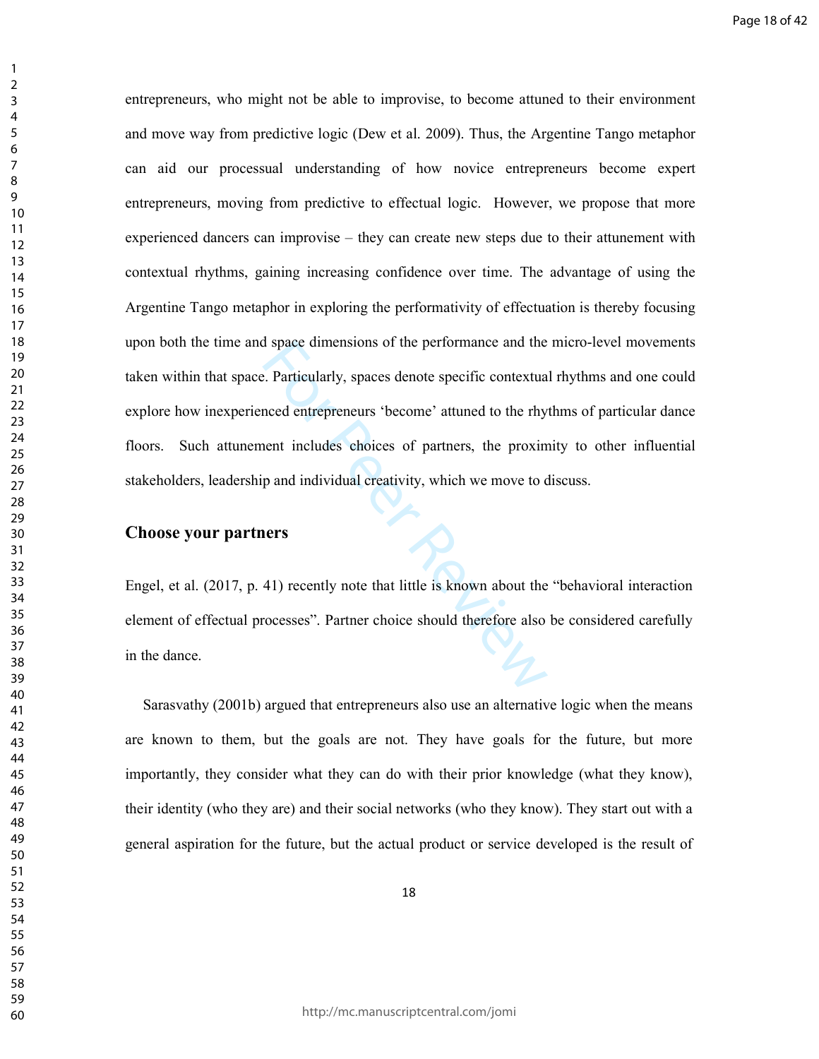entrepreneurs, who might not be able to improvise, to become attuned to their environment and move way from predictive logic (Dew et al. 2009). Thus, the Argentine Tango metaphor can aid our processual understanding of how novice entrepreneurs become expert entrepreneurs, moving from predictive to effectual logic. However, we propose that more experienced dancers can improvise – they can create new steps due to their attunement with contextual rhythms, gaining increasing confidence over time. The advantage of using the Argentine Tango metaphor in exploring the performativity of effectuation is thereby focusing upon both the time and space dimensions of the performance and the micro-level movements taken within that space. Particularly, spaces denote specific contextual rhythms and one could explore how inexperienced entrepreneurs 'become' attuned to the rhythms of particular dance floors. Such attunement includes choices of partners, the proximity to other influential stakeholders, leadership and individual creativity, which we move to discuss.

## Choose your partners

Engel, et al. (2017, p. 41) recently note that little is known about the "behavioral interaction element of effectual processes". Partner choice should therefore also be considered carefully in the dance.

Sarasvathy (2001b) argued that entrepreneurs also use an alternative logic when the means are known to them, but the goals are not. They have goals for the future, but more importantly, they consider what they can do with their prior knowledge (what they know), their identity (who they are) and their social networks (who they know). They start out with a general aspiration for the future, but the actual product or service developed is the result of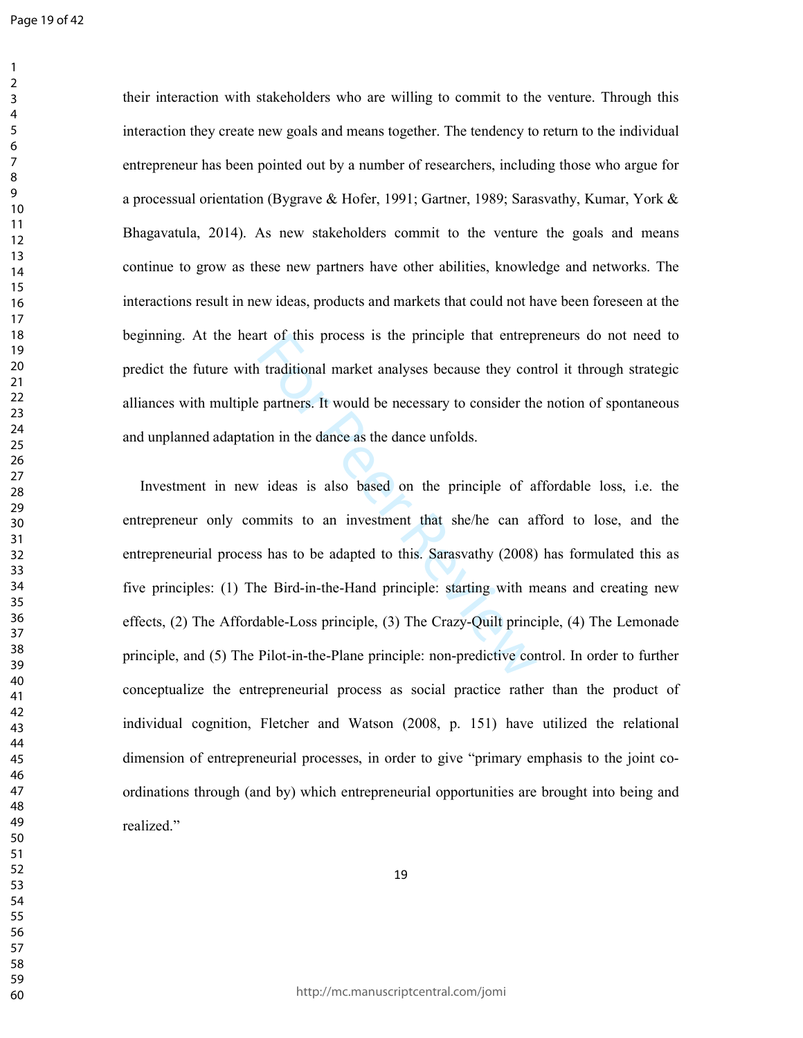their interaction with stakeholders who are willing to commit to the venture. Through this interaction they create new goals and means together. The tendency to return to the individual entrepreneur has been pointed out by a number of researchers, including those who argue for a processual orientation (Bygrave & Hofer, 1991; Gartner, 1989; Sarasvathy, Kumar, York & Bhagavatula, 2014). As new stakeholders commit to the venture the goals and means continue to grow as these new partners have other abilities, knowledge and networks. The interactions result in new ideas, products and markets that could not have been foreseen at the beginning. At the heart of this process is the principle that entrepreneurs do not need to predict the future with traditional market analyses because they control it through strategic alliances with multiple partners. It would be necessary to consider the notion of spontaneous and unplanned adaptation in the dance as the dance unfolds.

Investment in new ideas is also based on the principle of affordable loss, i.e. the entrepreneur only commits to an investment that she/he can afford to lose, and the entrepreneurial process has to be adapted to this. Sarasvathy (2008) has formulated this as five principles: (1) The Bird-in-the-Hand principle: starting with means and creating new effects, (2) The Affordable-Loss principle, (3) The Crazy-Quilt principle, (4) The Lemonade principle, and (5) The Pilot-in-the-Plane principle: non-predictive control. In order to further conceptualize the entrepreneurial process as social practice rather than the product of individual cognition, Fletcher and Watson (2008, p. 151) have utilized the relational dimension of entrepreneurial processes, in order to give "primary emphasis to the joint co-ordinations through (and by) which entrepreneurial opportunities are brought into being and realized."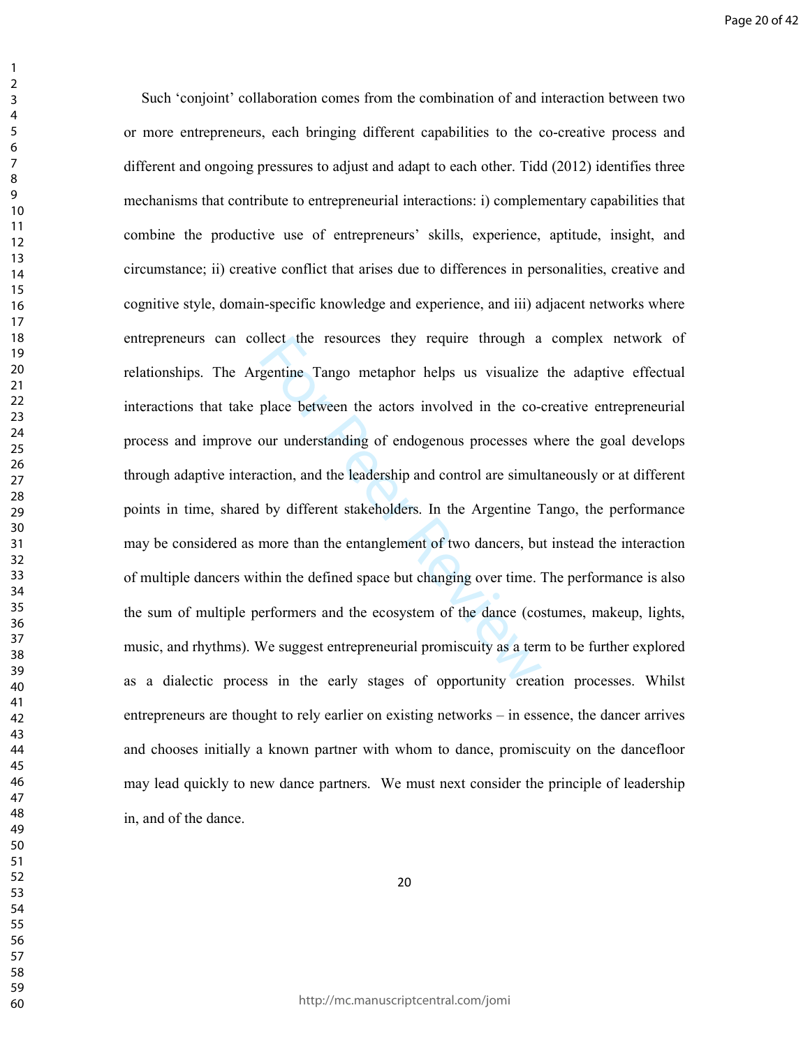Such ‘conjoint’ collaboration comes from the combination of and interaction between two or more entrepreneurs, each bringing different capabilities to the co-creative process and different and ongoing pressures to adjust and adapt to each other. Tidd (2012) identifies three mechanisms that contribute to entrepreneurial interactions: i) complementary capabilities that combine the productive use of entrepreneurs’ skills, experience, aptitude, insight, and circumstance; ii) creative conflict that arises due to differences in personalities, creative and cognitive style, domain-specific knowledge and experience, and iii) adjacent networks where entrepreneurs can collect the resources they require through a complex network of relationships. The Argentine Tango metaphor helps us visualize the adaptive effectual interactions that take place between the actors involved in the co-creative entrepreneurial process and improve our understanding of endogenous processes where the goal develops through adaptive interaction, and the leadership and control are simultaneously or at different points in time, shared by different stakeholders. In the Argentine Tango, the performance may be considered as more than the entanglement of two dancers, but instead the interaction of multiple dancers within the defined space but changing over time. The performance is also the sum of multiple performers and the ecosystem of the dance (costumes, makeup, lights, music, and rhythms). We suggest entrepreneurial promiscuity as a term to be further explored as a dialectic process in the early stages of opportunity creation processes. Whilst entrepreneurs are thought to rely earlier on existing networks – in essence, the dancer arrives and chooses initially a known partner with whom to dance, promiscuity on the dancefloor may lead quickly to new dance partners.  We must next consider the principle of leadership in, and of the dance.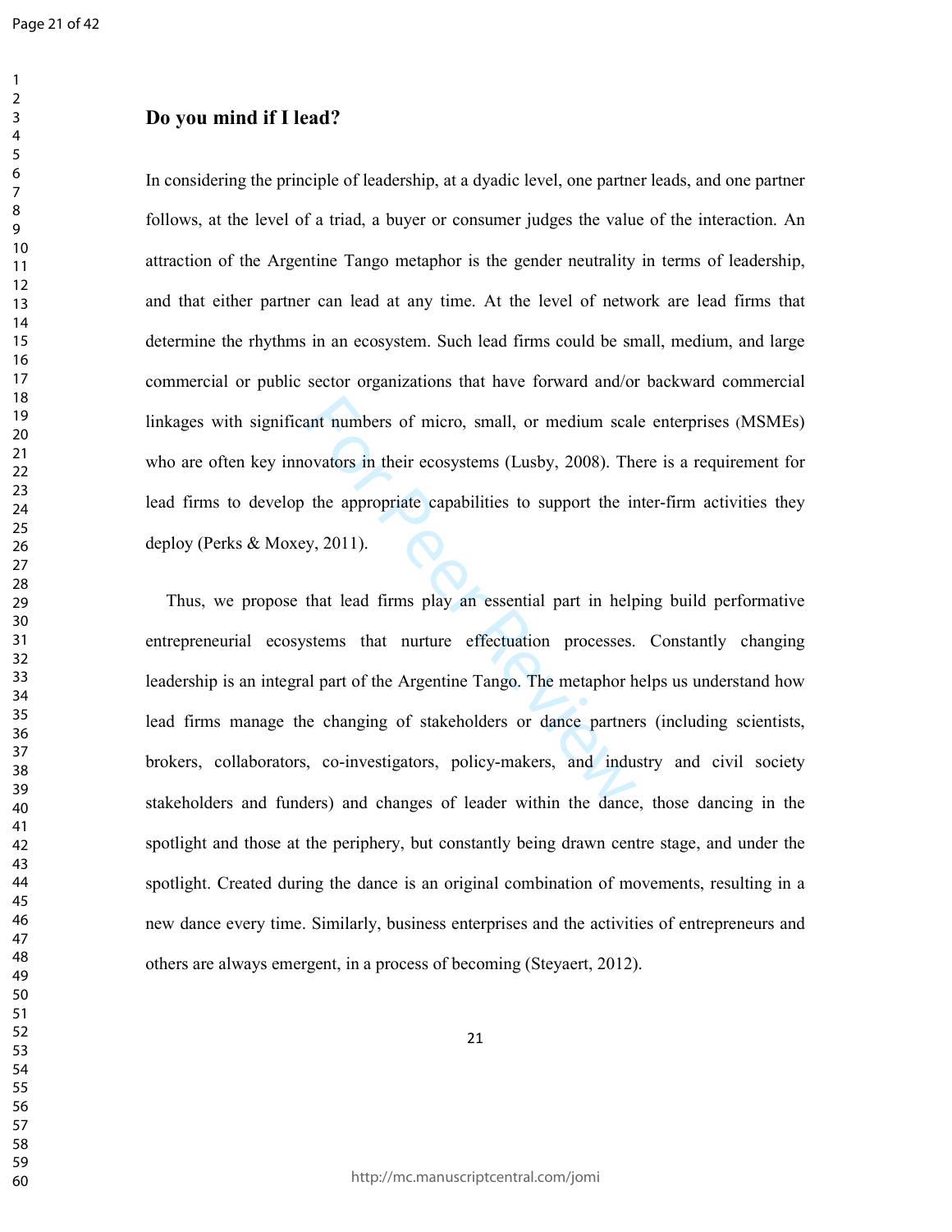## Do you mind if I lead?

In considering the principle of leadership, at a dyadic level, one partner leads, and one partner follows, at the level of a triad, a buyer or consumer judges the value of the interaction. An attraction of the Argentine Tango metaphor is the gender neutrality in terms of leadership, and that either partner can lead at any time. At the level of network are lead firms that determine the rhythms in an ecosystem. Such lead firms could be small, medium, and large commercial or public sector organizations that have forward and/or backward commercial linkages with significant numbers of micro, small, or medium scale enterprises (MSMEs) who are often key innovators in their ecosystems (Lusby, 2008). There is a requirement for lead firms to develop the appropriate capabilities to support the inter-firm activities they deploy (Perks & Moxey, 2011).

Thus, we propose that lead firms play an essential part in helping build performative entrepreneurial ecosystems that nurture effectuation processes. Constantly changing leadership is an integral part of the Argentine Tango. The metaphor helps us understand how lead firms manage the changing of stakeholders or dance partners (including scientists, brokers, collaborators, co-investigators, policy-makers, and industry and civil society stakeholders and funders) and changes of leader within the dance, those dancing in the spotlight and those at the periphery, but constantly being drawn centre stage, and under the spotlight. Created during the dance is an original combination of movements, resulting in a new dance every time. Similarly, business enterprises and the activities of entrepreneurs and others are always emergent, in a process of becoming (Steyaert, 2012).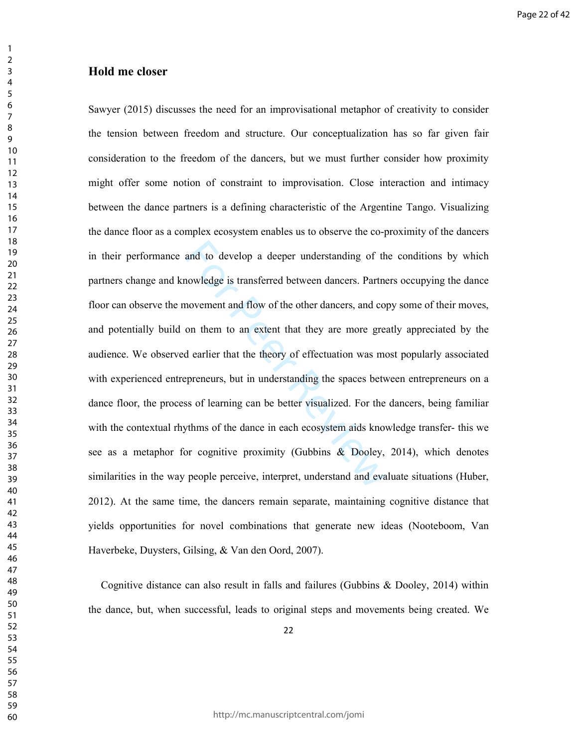## Hold me closer

Sawyer (2015) discusses the need for an improvisational metaphor of creativity to consider the tension between freedom and structure. Our conceptualization has so far given fair consideration to the freedom of the dancers, but we must further consider how proximity might offer some notion of constraint to improvisation. Close interaction and intimacy between the dance partners is a defining characteristic of the Argentine Tango. Visualizing the dance floor as a complex ecosystem enables us to observe the co-proximity of the dancers in their performance and to develop a deeper understanding of the conditions by which partners change and knowledge is transferred between dancers. Partners occupying the dance floor can observe the movement and flow of the other dancers, and copy some of their moves, and potentially build on them to an extent that they are more greatly appreciated by the audience. We observed earlier that the theory of effectuation was most popularly associated with experienced entrepreneurs, but in understanding the spaces between entrepreneurs on a dance floor, the process of learning can be better visualized. For the dancers, being familiar with the contextual rhythms of the dance in each ecosystem aids knowledge transfer- this we see as a metaphor for cognitive proximity (Gubbins & Dooley, 2014), which denotes similarities in the way people perceive, interpret, understand and evaluate situations (Huber, 2012). At the same time, the dancers remain separate, maintaining cognitive distance that yields opportunities for novel combinations that generate new ideas (Nooteboom, Van Haverbeke, Duysters, Gilsing, & Van den Oord, 2007).

Cognitive distance can also result in falls and failures (Gubbins & Dooley, 2014) within the dance, but, when successful, leads to original steps and movements being created. We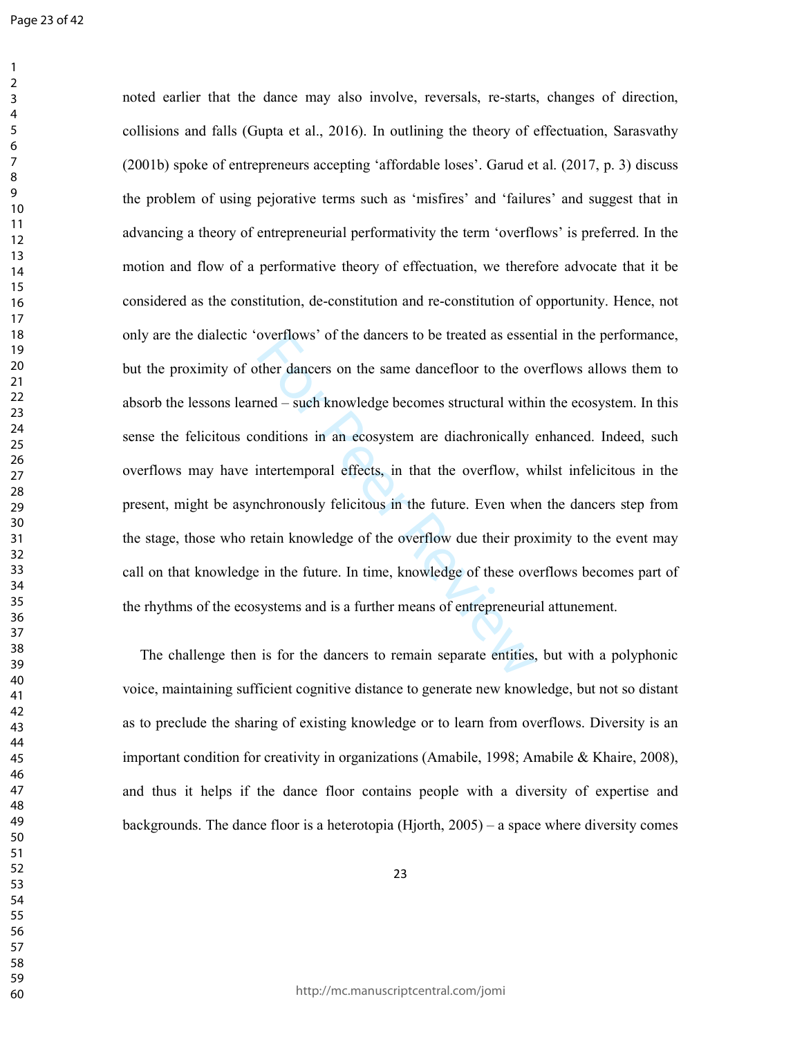noted earlier that the dance may also involve, reversals, re-starts, changes of direction, collisions and falls (Gupta et al., 2016). In outlining the theory of effectuation, Sarasvathy (2001b) spoke of entrepreneurs accepting 'affordable loses'. Garud et al. (2017, p. 3) discuss the problem of using pejorative terms such as 'misfires' and 'failures' and suggest that in advancing a theory of entrepreneurial performativity the term 'overflows' is preferred. In the motion and flow of a performative theory of effectuation, we therefore advocate that it be considered as the constitution, de-constitution and re-constitution of opportunity. Hence, not only are the dialectic 'overflows' of the dancers to be treated as essential in the performance, but the proximity of other dancers on the same dancefloor to the overflows allows them to absorb the lessons learned – such knowledge becomes structural within the ecosystem. In this sense the felicitous conditions in an ecosystem are diachronically enhanced. Indeed, such overflows may have intertemporal effects, in that the overflow, whilst infelicitous in the present, might be asynchronously felicitous in the future. Even when the dancers step from the stage, those who retain knowledge of the overflow due their proximity to the event may call on that knowledge in the future. In time, knowledge of these overflows becomes part of the rhythms of the ecosystems and is a further means of entrepreneurial attunement.

The challenge then is for the dancers to remain separate entities, but with a polyphonic voice, maintaining sufficient cognitive distance to generate new knowledge, but not so distant as to preclude the sharing of existing knowledge or to learn from overflows. Diversity is an important condition for creativity in organizations (Amabile, 1998; Amabile & Khaire, 2008), and thus it helps if the dance floor contains people with a diversity of expertise and backgrounds. The dance floor is a heterotopia (Hjorth, 2005) – a space where diversity comes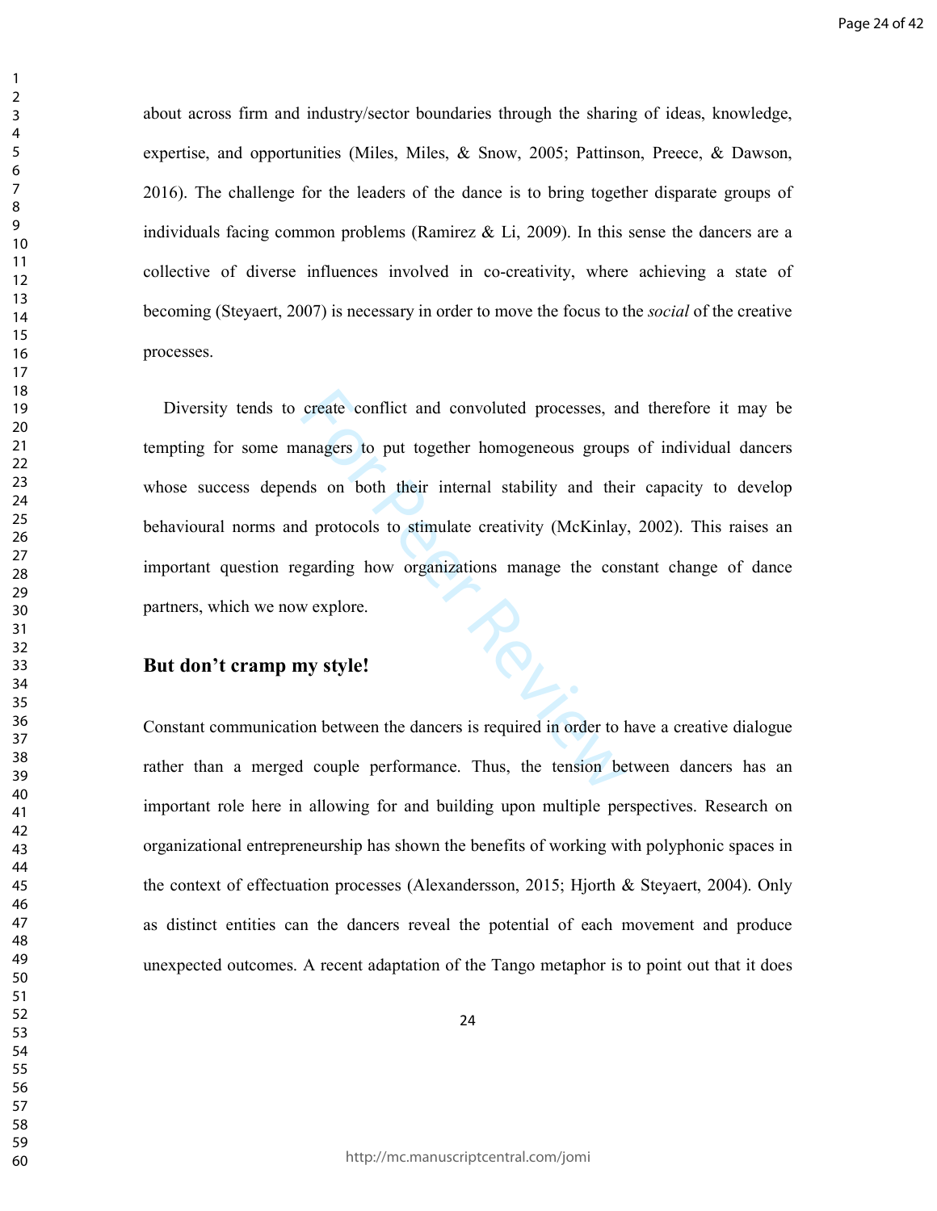about across firm and industry/sector boundaries through the sharing of ideas, knowledge, expertise, and opportunities (Miles, Miles, & Snow, 2005; Pattinson, Preece, & Dawson, 2016). The challenge for the leaders of the dance is to bring together disparate groups of individuals facing common problems (Ramirez & Li, 2009). In this sense the dancers are a collective of diverse influences involved in co-creativity, where achieving a state of becoming (Steyaert, 2007) is necessary in order to move the focus to the *social* of the creative processes.

Diversity tends to create conflict and convoluted processes, and therefore it may be tempting for some managers to put together homogeneous groups of individual dancers whose success depends on both their internal stability and their capacity to develop behavioural norms and protocols to stimulate creativity (McKinlay, 2002). This raises an important question regarding how organizations manage the constant change of dance partners, which we now explore.

### But don't cramp my style!

Constant communication between the dancers is required in order to have a creative dialogue rather than a merged couple performance. Thus, the tension between dancers has an important role here in allowing for and building upon multiple perspectives. Research on organizational entrepreneurship has shown the benefits of working with polyphonic spaces in the context of effectuation processes (Alexandersson, 2015; Hjorth & Steyaert, 2004). Only as distinct entities can the dancers reveal the potential of each movement and produce unexpected outcomes. A recent adaptation of the Tango metaphor is to point out that it does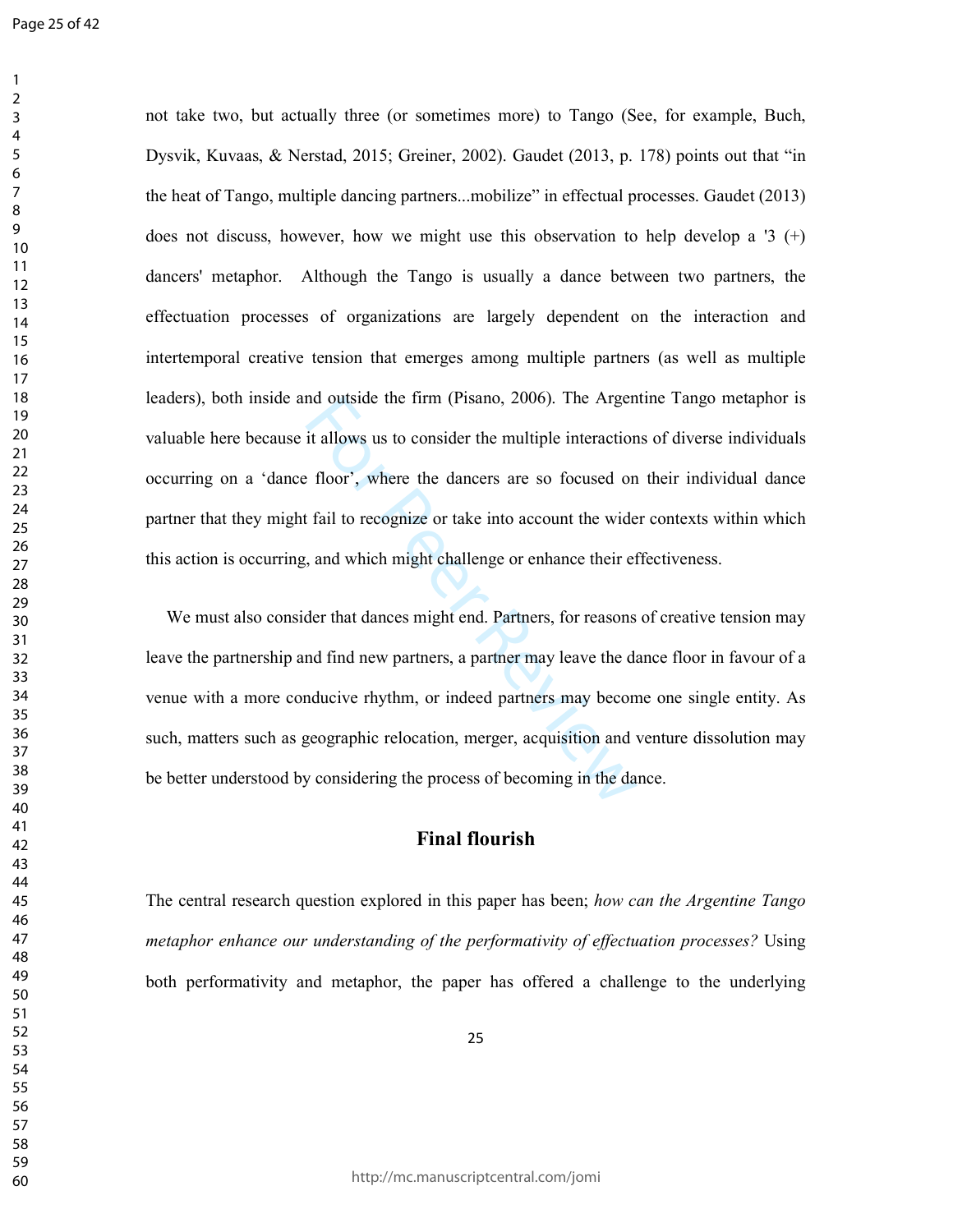not take two, but actually three (or sometimes more) to Tango (See, for example, Buch, Dysvik, Kuvaas, & Nerstad, 2015; Greiner, 2002). Gaudet (2013, p. 178) points out that "in the heat of Tango, multiple dancing partners...mobilize" in effectual processes. Gaudet (2013) does not discuss, however, how we might use this observation to help develop a '3 (+) dancers' metaphor. Although the Tango is usually a dance between two partners, the effectuation processes of organizations are largely dependent on the interaction and intertemporal creative tension that emerges among multiple partners (as well as multiple leaders), both inside and outside the firm (Pisano, 2006). The Argentine Tango metaphor is valuable here because it allows us to consider the multiple interactions of diverse individuals occurring on a 'dance floor', where the dancers are so focused on their individual dance partner that they might fail to recognize or take into account the wider contexts within which this action is occurring, and which might challenge or enhance their effectiveness.

We must also consider that dances might end. Partners, for reasons of creative tension may leave the partnership and find new partners, a partner may leave the dance floor in favour of a venue with a more conducive rhythm, or indeed partners may become one single entity. As such, matters such as geographic relocation, merger, acquisition and venture dissolution may be better understood by considering the process of becoming in the dance.

## Final flourish

The central research question explored in this paper has been; *how can the Argentine Tango metaphor enhance our understanding of the performativity of effectuation processes?* Using both performativity and metaphor, the paper has offered a challenge to the underlying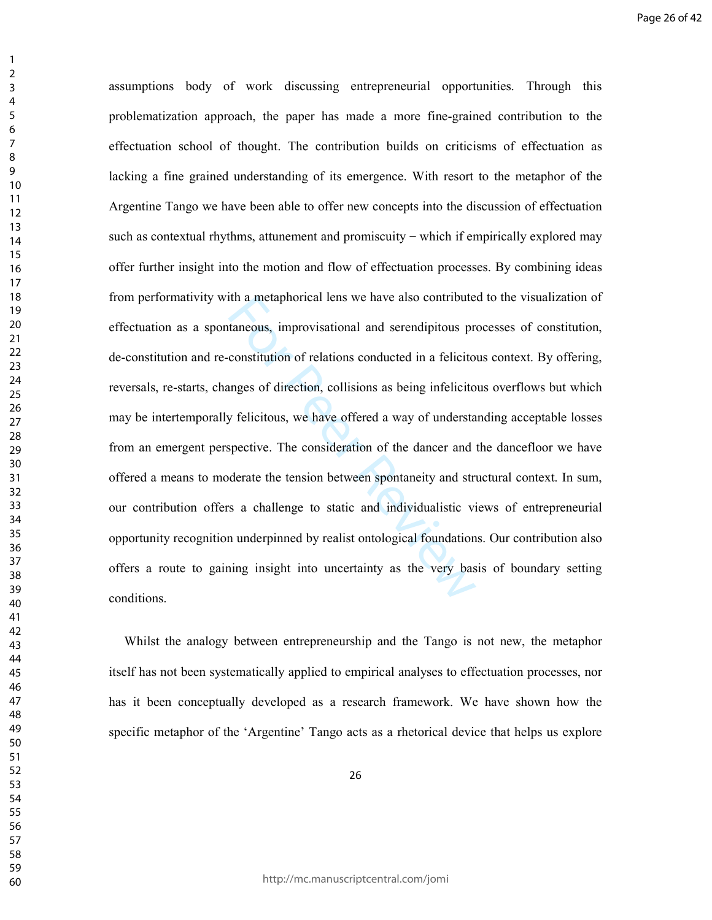assumptions body of work discussing entrepreneurial opportunities. Through this problematization approach, the paper has made a more fine-grained contribution to the effectuation school of thought. The contribution builds on criticisms of effectuation as lacking a fine grained understanding of its emergence. With resort to the metaphor of the Argentine Tango we have been able to offer new concepts into the discussion of effectuation such as contextual rhythms, attunement and promiscuity − which if empirically explored may offer further insight into the motion and flow of effectuation processes. By combining ideas from performativity with a metaphorical lens we have also contributed to the visualization of effectuation as a spontaneous, improvisational and serendipitous processes of constitution, de-constitution and re-constitution of relations conducted in a felicitous context. By offering, reversals, re-starts, changes of direction, collisions as being infelicitous overflows but which may be intertemporally felicitous, we have offered a way of understanding acceptable losses from an emergent perspective. The consideration of the dancer and the dancefloor we have offered a means to moderate the tension between spontaneity and structural context. In sum, our contribution offers a challenge to static and individualistic views of entrepreneurial opportunity recognition underpinned by realist ontological foundations. Our contribution also offers a route to gaining insight into uncertainty as the very basis of boundary setting conditions.

Whilst the analogy between entrepreneurship and the Tango is not new, the metaphor itself has not been systematically applied to empirical analyses to effectuation processes, nor has it been conceptually developed as a research framework. We have shown how the specific metaphor of the 'Argentine' Tango acts as a rhetorical device that helps us explore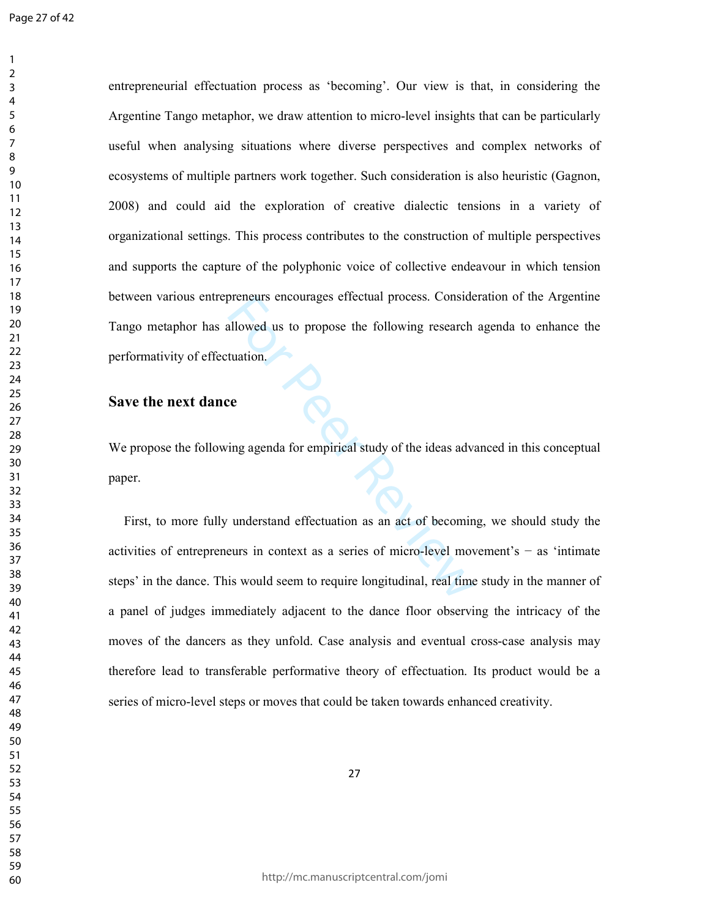entrepreneurial effectuation process as 'becoming'. Our view is that, in considering the Argentine Tango metaphor, we draw attention to micro-level insights that can be particularly useful when analysing situations where diverse perspectives and complex networks of ecosystems of multiple partners work together. Such consideration is also heuristic (Gagnon, 2008) and could aid the exploration of creative dialectic tensions in a variety of organizational settings. This process contributes to the construction of multiple perspectives and supports the capture of the polyphonic voice of collective endeavour in which tension between various entrepreneurs encourages effectual process. Consideration of the Argentine Tango metaphor has allowed us to propose the following research agenda to enhance the performativity of effectuation.

## Save the next dance

We propose the following agenda for empirical study of the ideas advanced in this conceptual paper.

First, to more fully understand effectuation as an act of becoming, we should study the activities of entrepreneurs in context as a series of micro-level movement's − as 'intimate steps' in the dance. This would seem to require longitudinal, real time study in the manner of a panel of judges immediately adjacent to the dance floor observing the intricacy of the moves of the dancers as they unfold. Case analysis and eventual cross-case analysis may therefore lead to transferable performative theory of effectuation. Its product would be a series of micro-level steps or moves that could be taken towards enhanced creativity.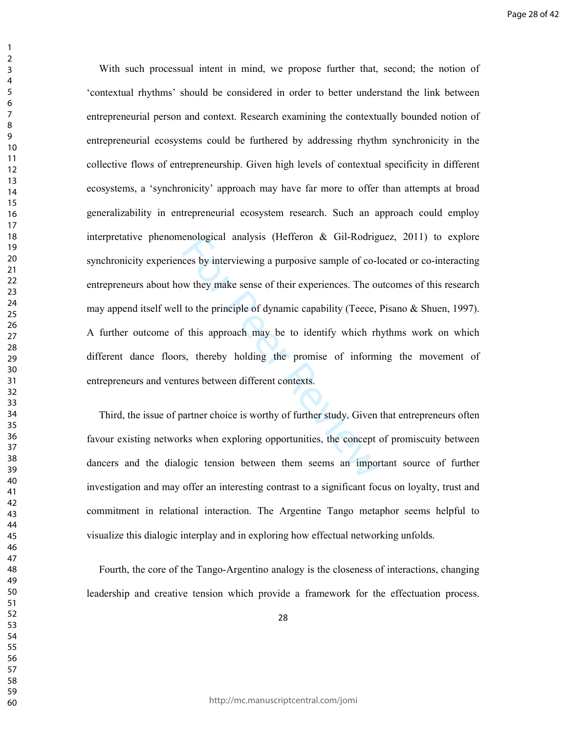With such processual intent in mind, we propose further that, second; the notion of 'contextual rhythms' should be considered in order to better understand the link between entrepreneurial person and context. Research examining the contextually bounded notion of entrepreneurial ecosystems could be furthered by addressing rhythm synchronicity in the collective flows of entrepreneurship. Given high levels of contextual specificity in different ecosystems, a 'synchronicity' approach may have far more to offer than attempts at broad generalizability in entrepreneurial ecosystem research. Such an approach could employ interpretative phenomenological analysis (Hefferon & Gil-Rodriguez, 2011) to explore synchronicity experiences by interviewing a purposive sample of co-located or co-interacting entrepreneurs about how they make sense of their experiences. The outcomes of this research may append itself well to the principle of dynamic capability (Teece, Pisano & Shuen, 1997). A further outcome of this approach may be to identify which rhythms work on which different dance floors, thereby holding the promise of informing the movement of entrepreneurs and ventures between different contexts.

Third, the issue of partner choice is worthy of further study. Given that entrepreneurs often favour existing networks when exploring opportunities, the concept of promiscuity between dancers and the dialogic tension between them seems an important source of further investigation and may offer an interesting contrast to a significant focus on loyalty, trust and commitment in relational interaction. The Argentine Tango metaphor seems helpful to visualize this dialogic interplay and in exploring how effectual networking unfolds.

Fourth, the core of the Tango-Argentino analogy is the closeness of interactions, changing leadership and creative tension which provide a framework for the effectuation process.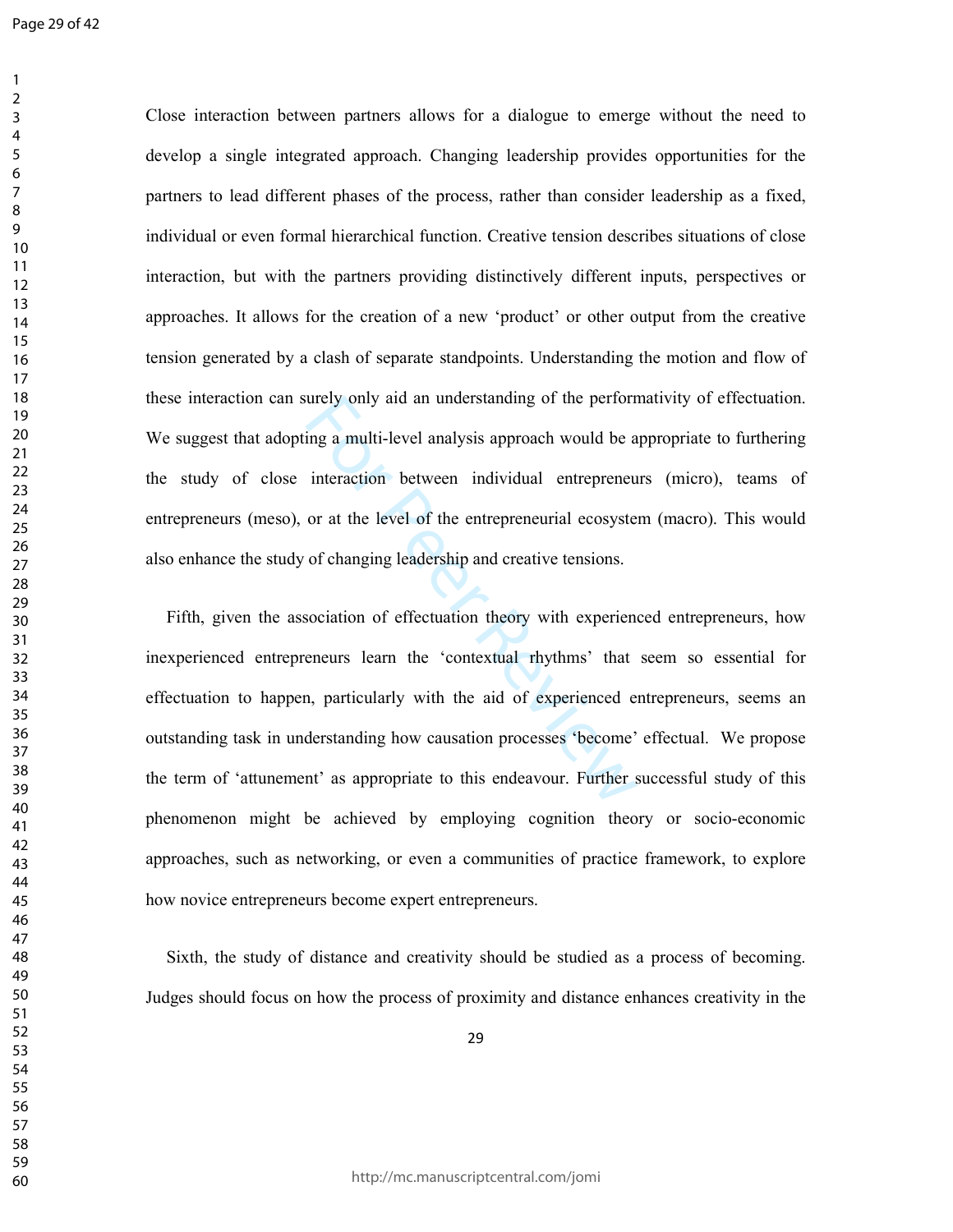Close interaction between partners allows for a dialogue to emerge without the need to develop a single integrated approach. Changing leadership provides opportunities for the partners to lead different phases of the process, rather than consider leadership as a fixed, individual or even formal hierarchical function. Creative tension describes situations of close interaction, but with the partners providing distinctively different inputs, perspectives or approaches. It allows for the creation of a new 'product' or other output from the creative tension generated by a clash of separate standpoints. Understanding the motion and flow of these interaction can surely only aid an understanding of the performativity of effectuation. We suggest that adopting a multi-level analysis approach would be appropriate to furthering the study of close interaction between individual entrepreneurs (micro), teams of entrepreneurs (meso), or at the level of the entrepreneurial ecosystem (macro). This would also enhance the study of changing leadership and creative tensions.

Fifth, given the association of effectuation theory with experienced entrepreneurs, how inexperienced entrepreneurs learn the 'contextual rhythms' that seem so essential for effectuation to happen, particularly with the aid of experienced entrepreneurs, seems an outstanding task in understanding how causation processes 'become' effectual. We propose the term of 'attunement' as appropriate to this endeavour. Further successful study of this phenomenon might be achieved by employing cognition theory or socio-economic approaches, such as networking, or even a communities of practice framework, to explore how novice entrepreneurs become expert entrepreneurs.

Sixth, the study of distance and creativity should be studied as a process of becoming. Judges should focus on how the process of proximity and distance enhances creativity in the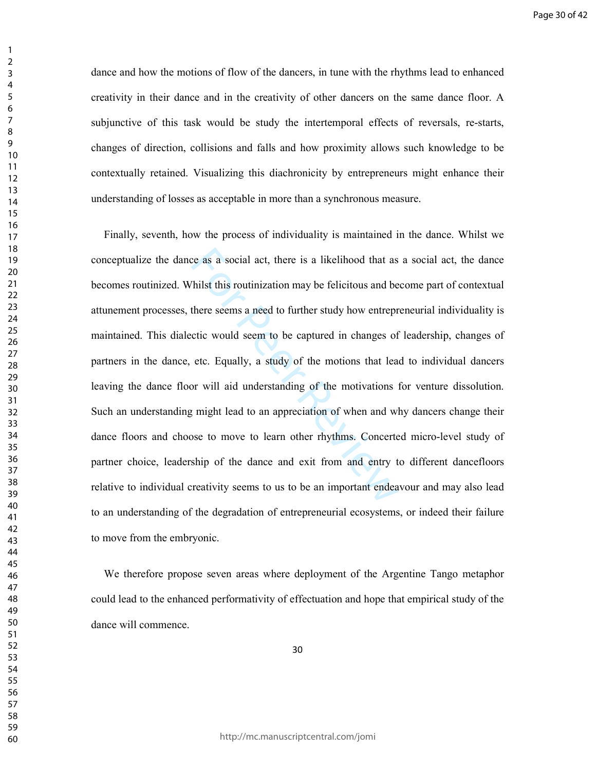dance and how the motions of flow of the dancers, in tune with the rhythms lead to enhanced creativity in their dance and in the creativity of other dancers on the same dance floor. A subjunctive of this task would be study the intertemporal effects of reversals, re-starts, changes of direction, collisions and falls and how proximity allows such knowledge to be contextually retained. Visualizing this diachronicity by entrepreneurs might enhance their understanding of losses as acceptable in more than a synchronous measure.

Finally, seventh, how the process of individuality is maintained in the dance. Whilst we conceptualize the dance as a social act, there is a likelihood that as a social act, the dance becomes routinized. Whilst this routinization may be felicitous and become part of contextual attunement processes, there seems a need to further study how entrepreneurial individuality is maintained. This dialectic would seem to be captured in changes of leadership, changes of partners in the dance, etc. Equally, a study of the motions that lead to individual dancers leaving the dance floor will aid understanding of the motivations for venture dissolution. Such an understanding might lead to an appreciation of when and why dancers change their dance floors and choose to move to learn other rhythms. Concerted micro-level study of partner choice, leadership of the dance and exit from and entry to different dancefloors relative to individual creativity seems to us to be an important endeavour and may also lead to an understanding of the degradation of entrepreneurial ecosystems, or indeed their failure to move from the embryonic.

We therefore propose seven areas where deployment of the Argentine Tango metaphor could lead to the enhanced performativity of effectuation and hope that empirical study of the dance will commence.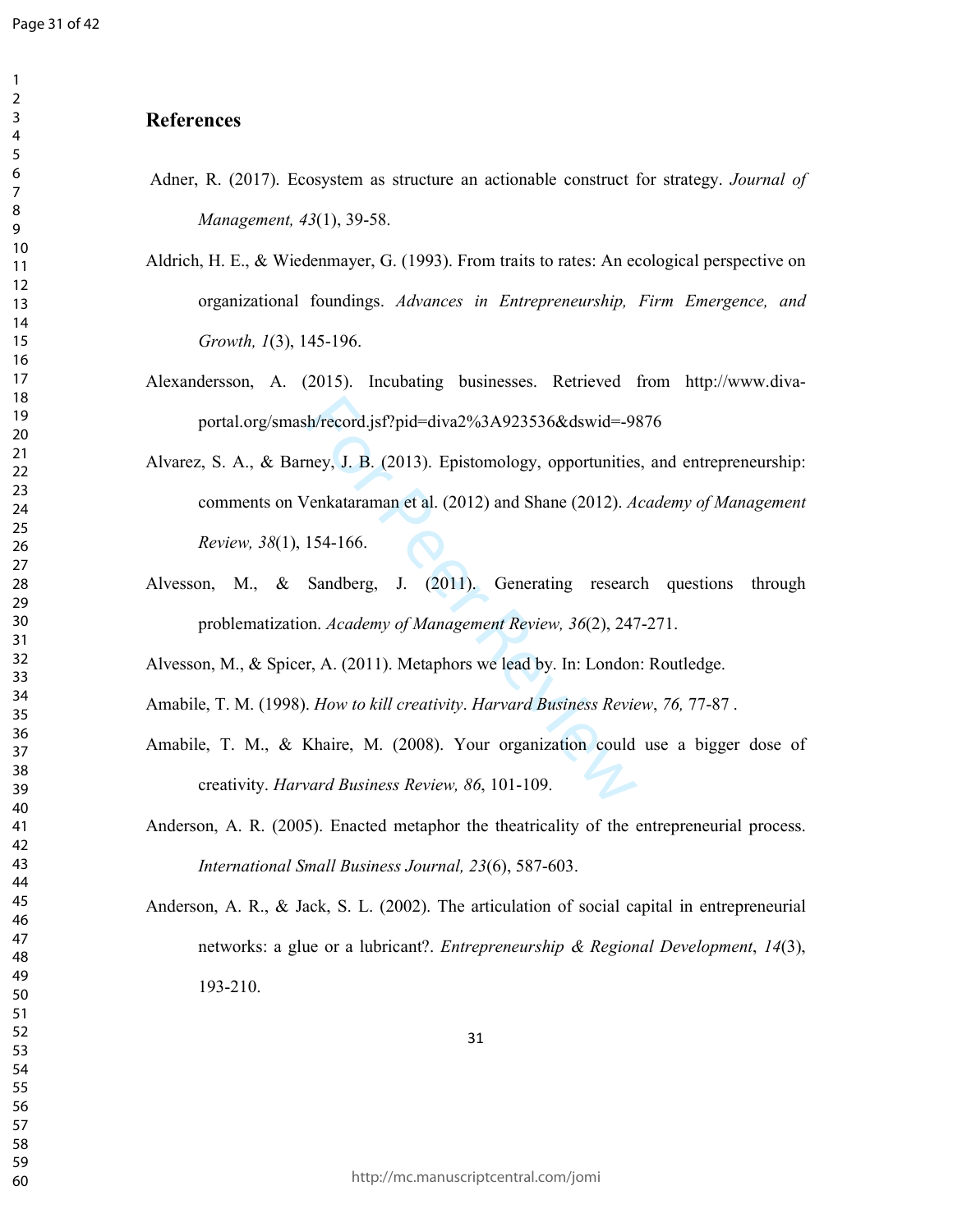## References

Adner, R. (2017). Ecosystem as structure an actionable construct for strategy. *Journal of Management, 43*(1), 39-58.

Aldrich, H. E., & Wiedenmayer, G. (1993). From traits to rates: An ecological perspective on organizational foundings. *Advances in Entrepreneurship, Firm Emergence, and Growth, 1*(3), 145-196.

Alexandersson, A. (2015). Incubating businesses. Retrieved from http://www.diva-portal.org/smash/record.jsf?pid=diva2%3A923536&dswid=-9876

Alvarez, S. A., & Barney, J. B. (2013). Epistomology, opportunities, and entrepreneurship: comments on Venkataraman et al. (2012) and Shane (2012). *Academy of Management Review, 38*(1), 154-166.

Alvesson, M., & Sandberg, J. (2011). Generating research questions through problematization. *Academy of Management Review, 36*(2), 247-271.

Alvesson, M., & Spicer, A. (2011). Metaphors we lead by. In: London: Routledge.

Amabile, T. M. (1998). *How to kill creativity*. *Harvard Business Review*, *76,* 77-87 .

Amabile, T. M., & Khaire, M. (2008). Your organization could use a bigger dose of creativity. *Harvard Business Review, 86*, 101-109.

Anderson, A. R. (2005). Enacted metaphor the theatricality of the entrepreneurial process. *International Small Business Journal, 23*(6), 587-603.

Anderson, A. R., & Jack, S. L. (2002). The articulation of social capital in entrepreneurial networks: a glue or a lubricant?. *Entrepreneurship & Regional Development*, *14*(3), 193-210.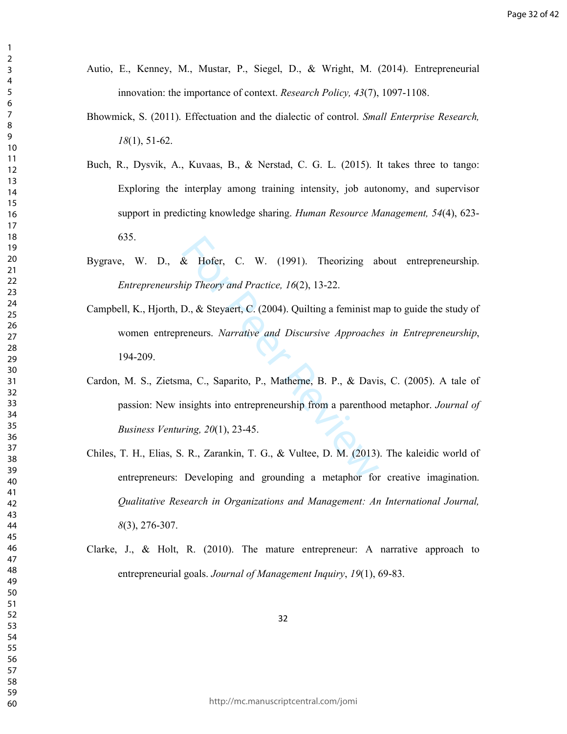Autio, E., Kenney, M., Mustar, P., Siegel, D., & Wright, M. (2014). Entrepreneurial innovation: the importance of context. *Research Policy, 43*(7), 1097-1108.

Bhowmick, S. (2011). Effectuation and the dialectic of control. *Small Enterprise Research, 18*(1), 51-62.

Buch, R., Dysvik, A., Kuvaas, B., & Nerstad, C. G. L. (2015). It takes three to tango: Exploring the interplay among training intensity, job autonomy, and supervisor support in predicting knowledge sharing. *Human Resource Management, 54*(4), 623-635.

Bygrave, W. D., & Hofer, C. W. (1991). Theorizing about entrepreneurship. *Entrepreneurship Theory and Practice, 16*(2), 13-22.

Campbell, K., Hjorth, D., & Steyaert, C. (2004). Quilting a feminist map to guide the study of women entrepreneurs. *Narrative and Discursive Approaches in Entrepreneurship*, 194-209.

Cardon, M. S., Zietsma, C., Saparito, P., Matherne, B. P., & Davis, C. (2005). A tale of passion: New insights into entrepreneurship from a parenthood metaphor. *Journal of Business Venturing, 20*(1), 23-45.

Chiles, T. H., Elias, S. R., Zarankin, T. G., & Vultee, D. M. (2013). The kaleidic world of entrepreneurs: Developing and grounding a metaphor for creative imagination. *Qualitative Research in Organizations and Management: An International Journal, 8*(3), 276-307.

Clarke, J., & Holt, R. (2010). The mature entrepreneur: A narrative approach to entrepreneurial goals. *Journal of Management Inquiry*, *19*(1), 69-83.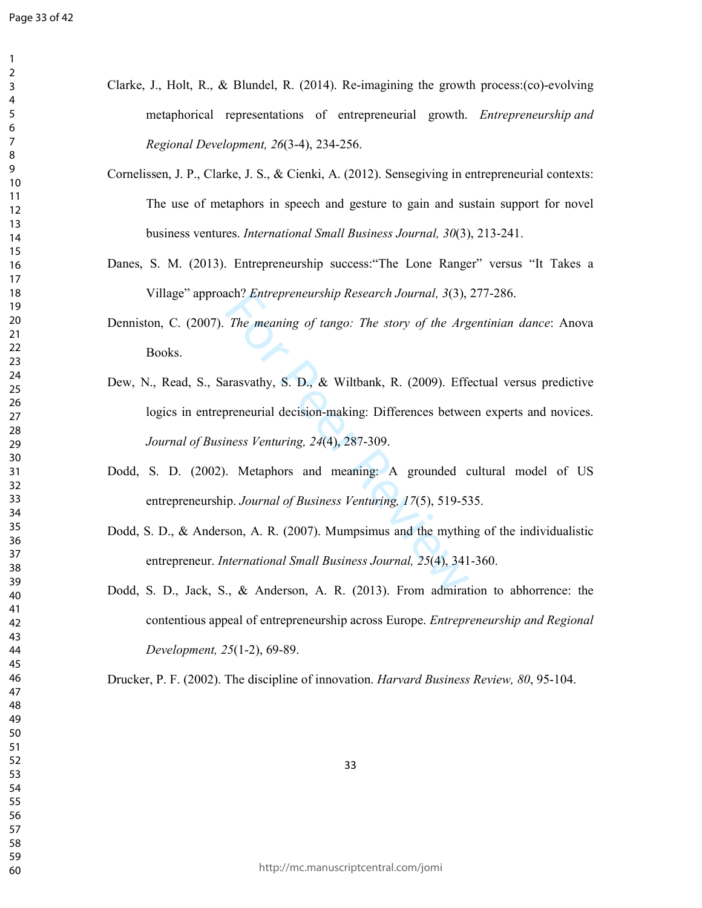Clarke, J., Holt, R., & Blundel, R. (2014). Re-imagining the growth process:(co)-evolving metaphorical representations of entrepreneurial growth. *Entrepreneurship and Regional Development, 26*(3-4), 234-256.

Cornelissen, J. P., Clarke, J. S., & Cienki, A. (2012). Sensegiving in entrepreneurial contexts: The use of metaphors in speech and gesture to gain and sustain support for novel business ventures. *International Small Business Journal, 30*(3), 213-241.

Danes, S. M. (2013). Entrepreneurship success:"The Lone Ranger" versus "It Takes a Village" approach? *Entrepreneurship Research Journal, 3*(3), 277-286.

Denniston, C. (2007). *The meaning of tango: The story of the Argentinian dance*: Anova Books.

Dew, N., Read, S., Sarasvathy, S. D., & Wiltbank, R. (2009). Effectual versus predictive logics in entrepreneurial decision-making: Differences between experts and novices. *Journal of Business Venturing, 24*(4), 287-309.

Dodd, S. D. (2002). Metaphors and meaning: A grounded cultural model of US entrepreneurship. *Journal of Business Venturing, 17*(5), 519-535.

Dodd, S. D., & Anderson, A. R. (2007). Mumpsimus and the mything of the individualistic entrepreneur. *International Small Business Journal, 25*(4), 341-360.

Dodd, S. D., Jack, S., & Anderson, A. R. (2013). From admiration to abhorrence: the contentious appeal of entrepreneurship across Europe. *Entrepreneurship and Regional Development, 25*(1-2), 69-89.

Drucker, P. F. (2002). The discipline of innovation. *Harvard Business Review, 80*, 95-104.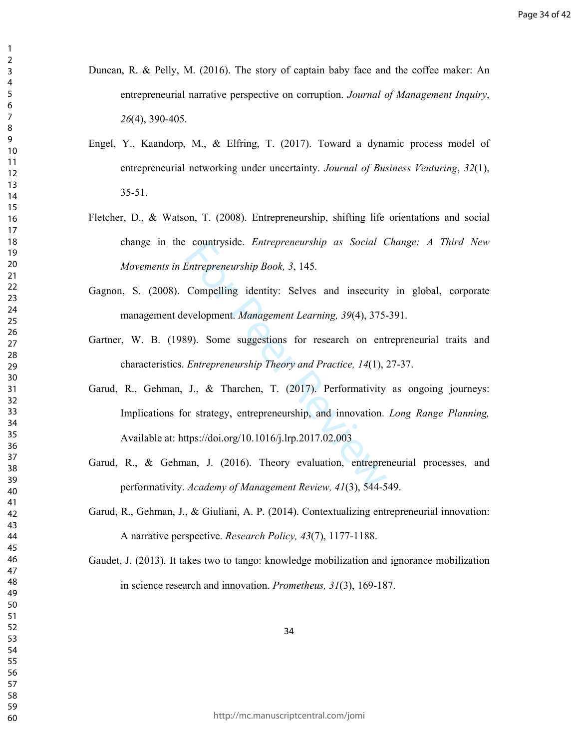Duncan, R. & Pelly, M. (2016). The story of captain baby face and the coffee maker: An entrepreneurial narrative perspective on corruption. *Journal of Management Inquiry*, *26*(4), 390-405.

Engel, Y., Kaandorp, M., & Elfring, T. (2017). Toward a dynamic process model of entrepreneurial networking under uncertainty. *Journal of Business Venturing*, *32*(1), 35-51.

Fletcher, D., & Watson, T. (2008). Entrepreneurship, shifting life orientations and social change in the countryside. *Entrepreneurship as Social Change: A Third New Movements in Entrepreneurship Book, 3*, 145.

Gagnon, S. (2008). Compelling identity: Selves and insecurity in global, corporate management development. *Management Learning, 39*(4), 375-391.

Gartner, W. B. (1989). Some suggestions for research on entrepreneurial traits and characteristics. *Entrepreneurship Theory and Practice, 14*(1), 27-37.

Garud, R., Gehman, J., & Tharchen, T. (2017). Performativity as ongoing journeys: Implications for strategy, entrepreneurship, and innovation. *Long Range Planning,* Available at: https://doi.org/10.1016/j.lrp.2017.02.003

Garud, R., & Gehman, J. (2016). Theory evaluation, entrepreneurial processes, and performativity. *Academy of Management Review, 41*(3), 544-549.

Garud, R., Gehman, J., & Giuliani, A. P. (2014). Contextualizing entrepreneurial innovation: A narrative perspective. *Research Policy, 43*(7), 1177-1188.

Gaudet, J. (2013). It takes two to tango: knowledge mobilization and ignorance mobilization in science research and innovation. *Prometheus, 31*(3), 169-187.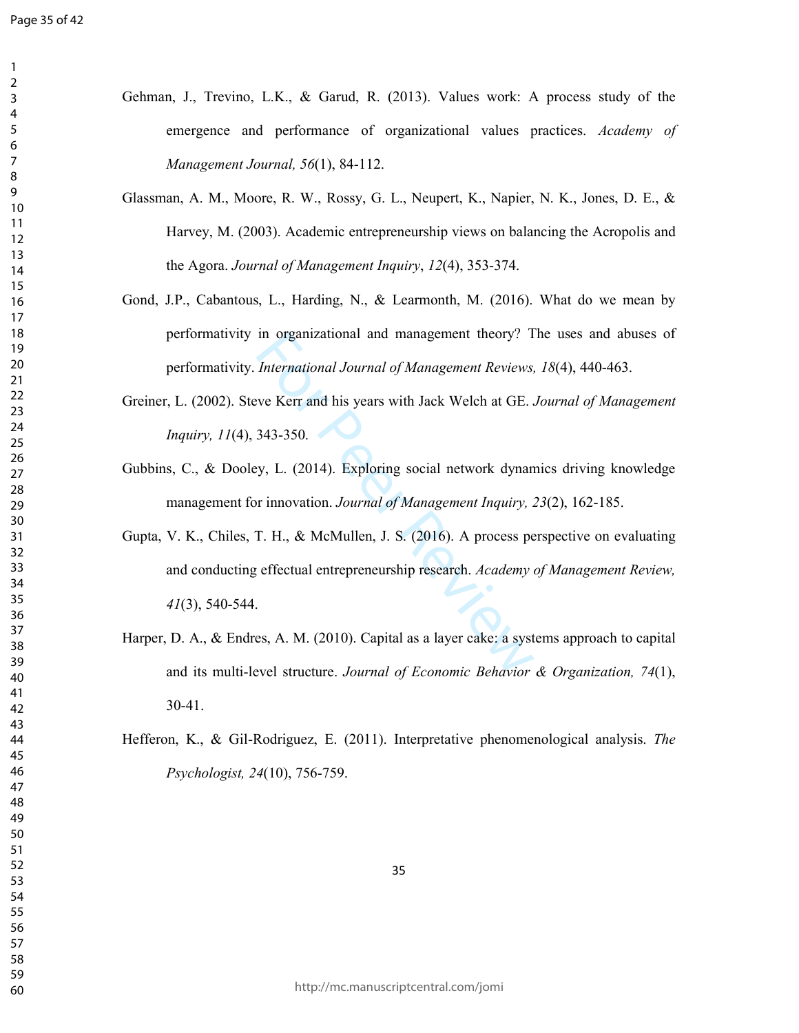Gehman, J., Trevino, L.K., & Garud, R. (2013). Values work: A process study of the emergence and performance of organizational values practices. *Academy of Management Journal, 56*(1), 84-112.

Glassman, A. M., Moore, R. W., Rossy, G. L., Neupert, K., Napier, N. K., Jones, D. E., & Harvey, M. (2003). Academic entrepreneurship views on balancing the Acropolis and the Agora. *Journal of Management Inquiry*, *12*(4), 353-374.

Gond, J.P., Cabantous, L., Harding, N., & Learmonth, M. (2016). What do we mean by performativity in organizational and management theory? The uses and abuses of performativity. *International Journal of Management Reviews, 18*(4), 440-463.

Greiner, L. (2002). Steve Kerr and his years with Jack Welch at GE. *Journal of Management Inquiry, 11*(4), 343-350.

Gubbins, C., & Dooley, L. (2014). Exploring social network dynamics driving knowledge management for innovation. *Journal of Management Inquiry, 23*(2), 162-185.

Gupta, V. K., Chiles, T. H., & McMullen, J. S. (2016). A process perspective on evaluating and conducting effectual entrepreneurship research. *Academy of Management Review, 41*(3), 540-544.

Harper, D. A., & Endres, A. M. (2010). Capital as a layer cake: a systems approach to capital and its multi-level structure. *Journal of Economic Behavior & Organization, 74*(1), 30-41.

Hefferon, K., & Gil-Rodriguez, E. (2011). Interpretative phenomenological analysis. *The Psychologist, 24*(10), 756-759.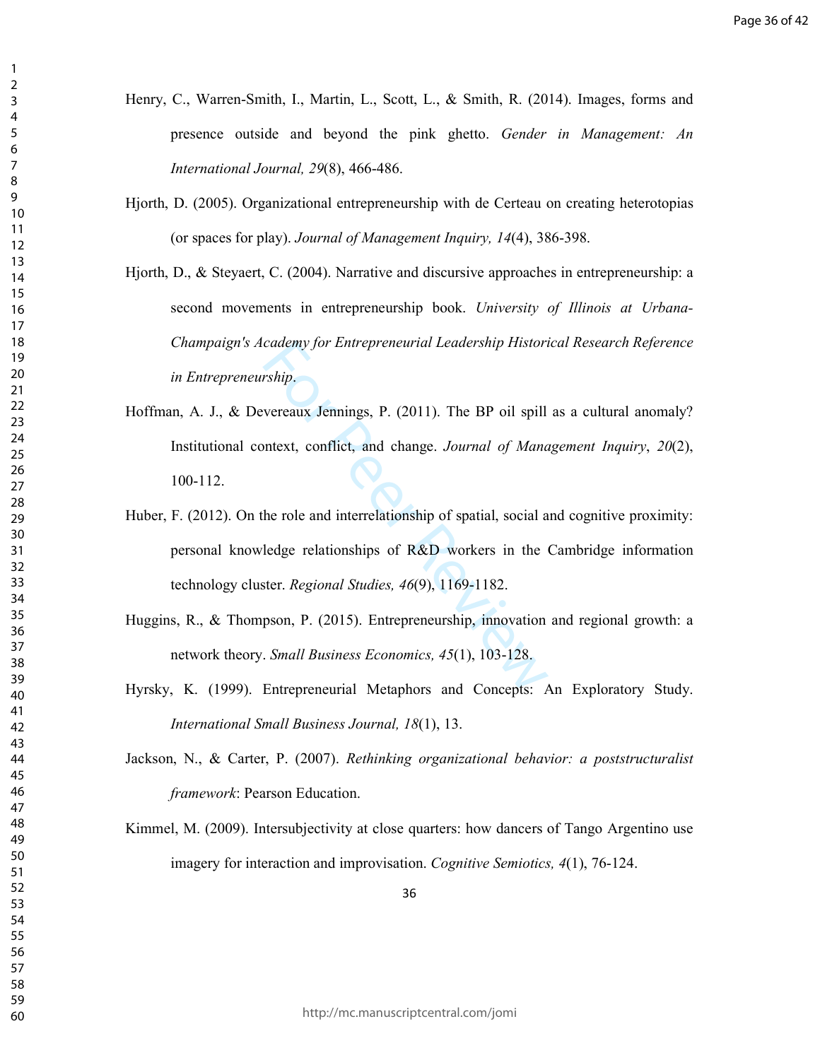Henry, C., Warren-Smith, I., Martin, L., Scott, L., & Smith, R. (2014). Images, forms and presence outside and beyond the pink ghetto. *Gender in Management: An International Journal, 29*(8), 466-486.

Hjorth, D. (2005). Organizational entrepreneurship with de Certeau on creating heterotopias (or spaces for play). *Journal of Management Inquiry, 14*(4), 386-398.

Hjorth, D., & Steyaert, C. (2004). Narrative and discursive approaches in entrepreneurship: a second movements in entrepreneurship book. *University of Illinois at Urbana-Champaign's Academy for Entrepreneurial Leadership Historical Research Reference in Entrepreneurship*.

Hoffman, A. J., & Devereaux Jennings, P. (2011). The BP oil spill as a cultural anomaly? Institutional context, conflict, and change. *Journal of Management Inquiry*, *20*(2), 100-112.

Huber, F. (2012). On the role and interrelationship of spatial, social and cognitive proximity: personal knowledge relationships of R&D workers in the Cambridge information technology cluster. *Regional Studies, 46*(9), 1169-1182.

Huggins, R., & Thompson, P. (2015). Entrepreneurship, innovation and regional growth: a network theory. *Small Business Economics, 45*(1), 103-128.

Hyrsky, K. (1999). Entrepreneurial Metaphors and Concepts: An Exploratory Study. *International Small Business Journal, 18*(1), 13.

Jackson, N., & Carter, P. (2007). *Rethinking organizational behavior: a poststructuralist framework*: Pearson Education.

Kimmel, M. (2009). Intersubjectivity at close quarters: how dancers of Tango Argentino use imagery for interaction and improvisation. *Cognitive Semiotics, 4*(1), 76-124.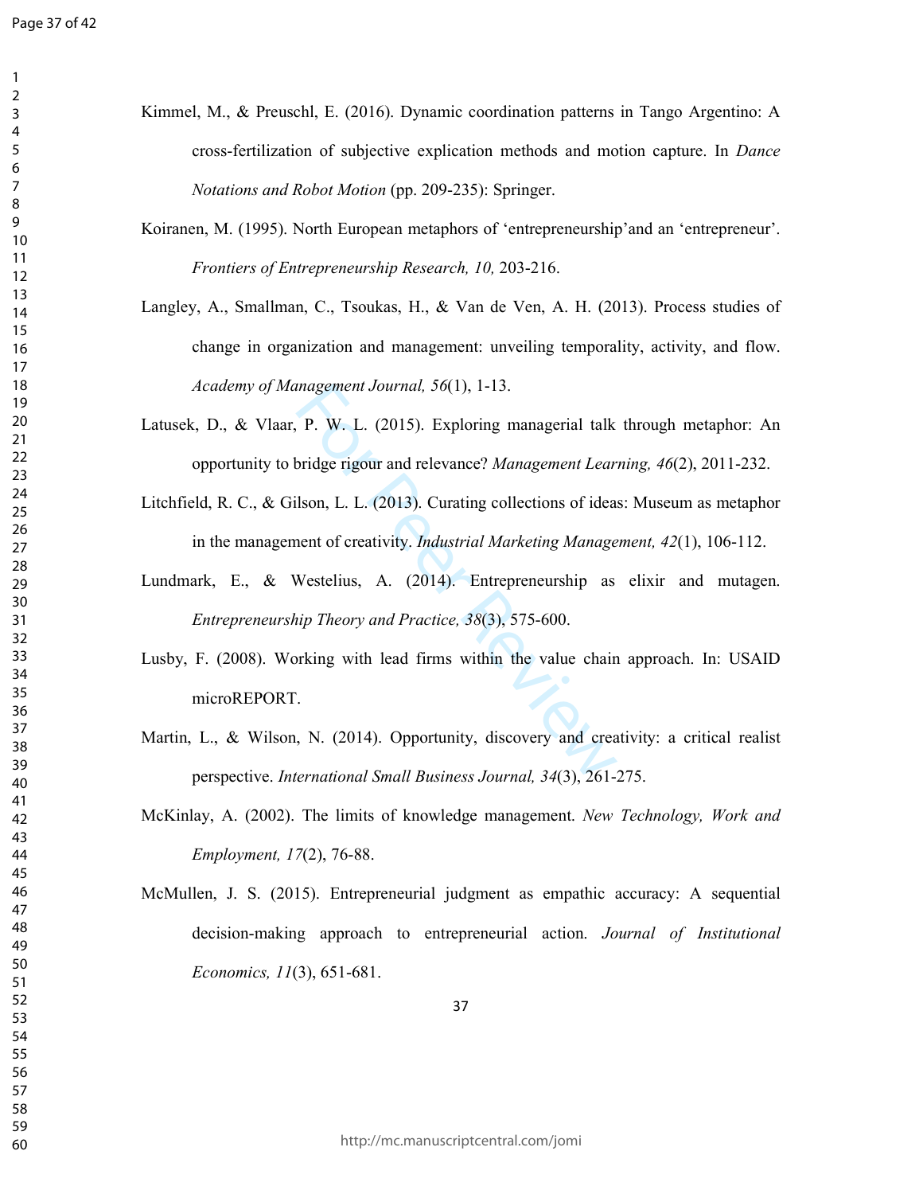Kimmel, M., & Preuschl, E. (2016). Dynamic coordination patterns in Tango Argentino: A cross-fertilization of subjective explication methods and motion capture. In *Dance Notations and Robot Motion* (pp. 209-235): Springer.

Koiranen, M. (1995). North European metaphors of 'entrepreneurship'and an 'entrepreneur'. *Frontiers of Entrepreneurship Research, 10,* 203-216.

Langley, A., Smallman, C., Tsoukas, H., & Van de Ven, A. H. (2013). Process studies of change in organization and management: unveiling temporality, activity, and flow. *Academy of Management Journal, 56*(1), 1-13.

Latusek, D., & Vlaar, P. W. L. (2015). Exploring managerial talk through metaphor: An opportunity to bridge rigour and relevance? *Management Learning, 46*(2), 2011-232.

Litchfield, R. C., & Gilson, L. L. (2013). Curating collections of ideas: Museum as metaphor in the management of creativity. *Industrial Marketing Management, 42*(1), 106-112.

Lundmark, E., & Westelius, A. (2014). Entrepreneurship as elixir and mutagen. *Entrepreneurship Theory and Practice, 38*(3), 575-600.

Lusby, F. (2008). Working with lead firms within the value chain approach. In: USAID microREPORT.

Martin, L., & Wilson, N. (2014). Opportunity, discovery and creativity: a critical realist perspective. *International Small Business Journal, 34*(3), 261-275.

McKinlay, A. (2002). The limits of knowledge management. *New Technology, Work and Employment, 17*(2), 76-88.

McMullen, J. S. (2015). Entrepreneurial judgment as empathic accuracy: A sequential decision-making approach to entrepreneurial action. *Journal of Institutional Economics, 11*(3), 651-681.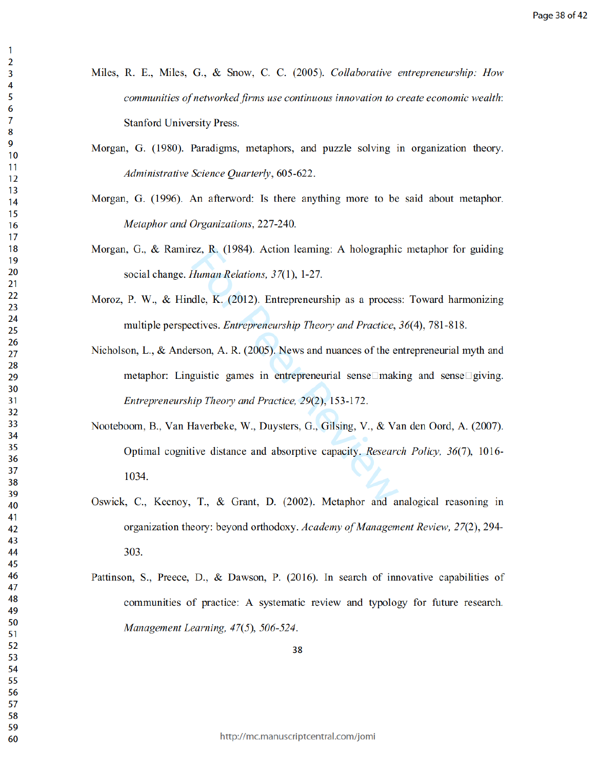Miles, R. E., Miles, G., & Snow, C. C. (2005). *Collaborative entrepreneurship: How communities of networked firms use continuous innovation to create economic wealth*: Stanford University Press.

Morgan, G. (1980). Paradigms, metaphors, and puzzle solving in organization theory. *Administrative Science Quarterly*, 605-622.

Morgan, G. (1996). An afterword: Is there anything more to be said about metaphor. *Metaphor and Organizations*, 227-240.

Morgan, G., & Ramirez, R. (1984). Action learning: A holographic metaphor for guiding social change. *Human Relations, 37*(1), 1-27.

Moroz, P. W., & Hindle, K. (2012). Entrepreneurship as a process: Toward harmonizing multiple perspectives. *Entrepreneurship Theory and Practice*, *36*(4), 781-818.

Nicholson, L., & Anderson, A. R. (2005). News and nuances of the entrepreneurial myth and metaphor: Linguistic games in entrepreneurial sense□making and sense□giving. *Entrepreneurship Theory and Practice, 29*(2), 153-172.

Nooteboom, B., Van Haverbeke, W., Duysters, G., Gilsing, V., & Van den Oord, A. (2007). Optimal cognitive distance and absorptive capacity. *Research Policy, 36*(7), 1016-1034.

Oswick, C., Keenoy, T., & Grant, D. (2002). Metaphor and analogical reasoning in organization theory: beyond orthodoxy. *Academy of Management Review, 27*(2), 294-303.

Pattinson, S., Preece, D., & Dawson, P. (2016). In search of innovative capabilities of communities of practice: A systematic review and typology for future research. *Management Learning, 47*(5), 506-524.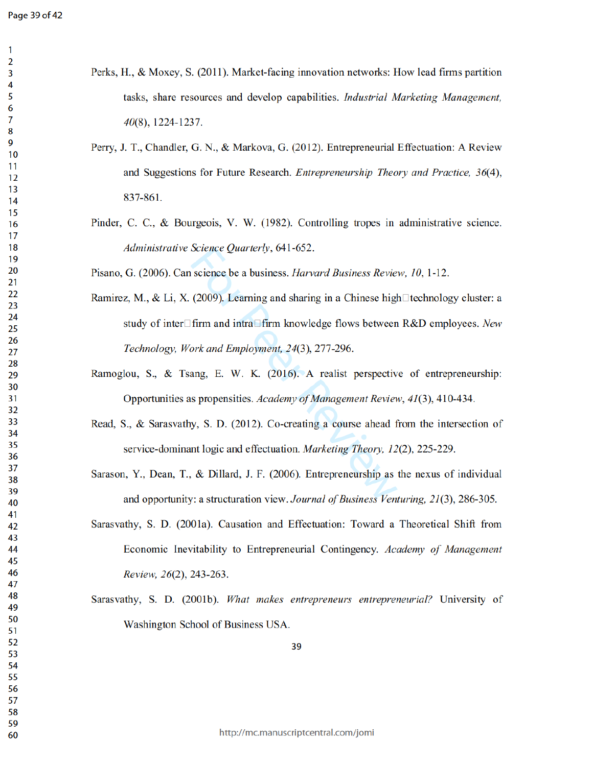Perks, H., & Moxey, S. (2011). Market-facing innovation networks: How lead firms partition tasks, share resources and develop capabilities. *Industrial Marketing Management, 40*(8), 1224-1237.

Perry, J. T., Chandler, G. N., & Markova, G. (2012). Entrepreneurial Effectuation: A Review and Suggestions for Future Research. *Entrepreneurship Theory and Practice, 36*(4), 837-861.

Pinder, C. C., & Bourgeois, V. W. (1982). Controlling tropes in administrative science. *Administrative Science Quarterly*, 641-652.

Pisano, G. (2006). Can science be a business. *Harvard Business Review, 10*, 1-12.

Ramirez, M., & Li, X. (2009). Learning and sharing in a Chinese high□technology cluster: a study of inter□firm and intra□firm knowledge flows between R&D employees. *New Technology, Work and Employment, 24*(3), 277-296.

Ramoglou, S., & Tsang, E. W. K. (2016). A realist perspective of entrepreneurship: Opportunities as propensities. *Academy of Management Review, 41*(3), 410-434.

Read, S., & Sarasvathy, S. D. (2012). Co-creating a course ahead from the intersection of service-dominant logic and effectuation. *Marketing Theory, 12*(2), 225-229.

Sarason, Y., Dean, T., & Dillard, J. F. (2006). Entrepreneurship as the nexus of individual and opportunity: a structuration view. *Journal of Business Venturing, 21*(3), 286-305.

Sarasvathy, S. D. (2001a). Causation and Effectuation: Toward a Theoretical Shift from Economic Inevitability to Entrepreneurial Contingency. *Academy of Management Review, 26*(2), 243-263.

Sarasvathy, S. D. (2001b). *What makes entrepreneurs entrepreneurial?* University of Washington School of Business USA.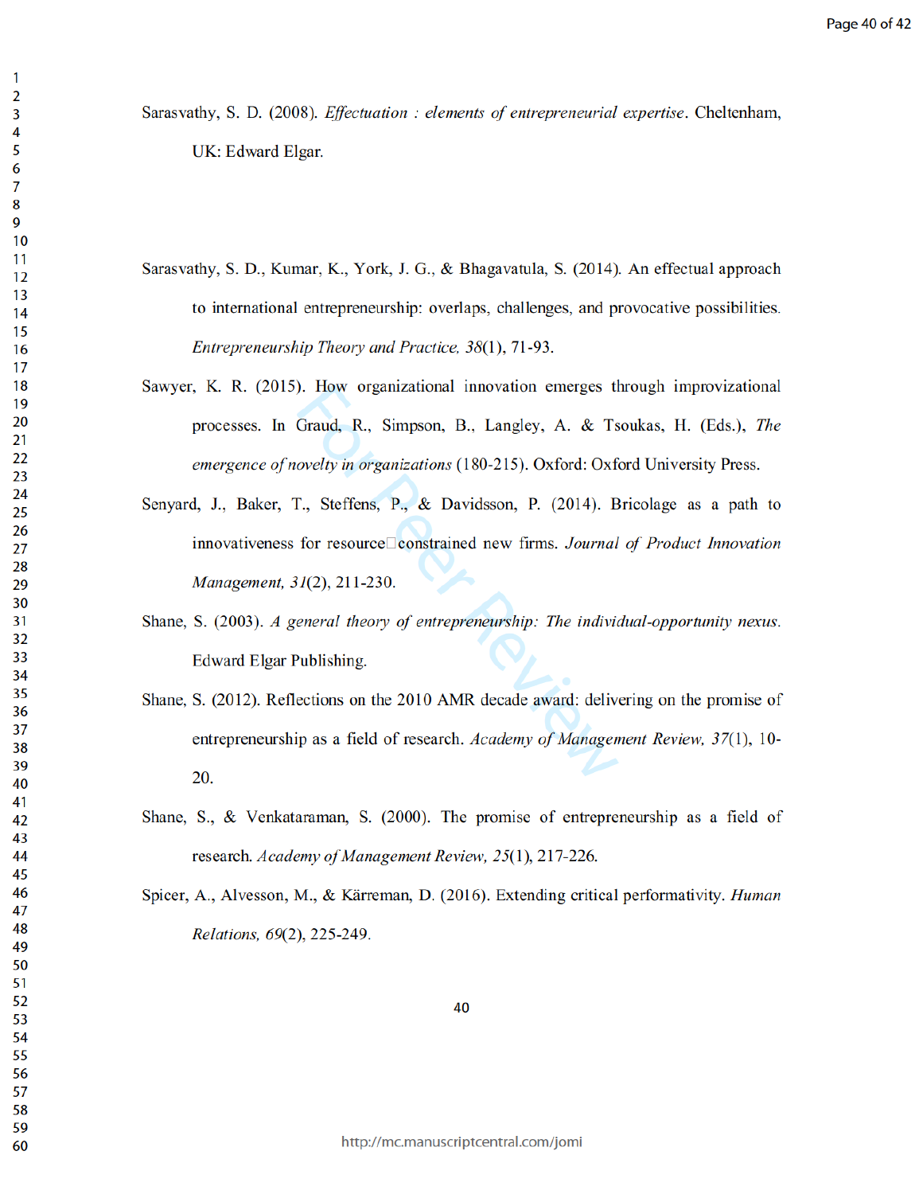Sarasvathy, S. D. (2008). *Effectuation : elements of entrepreneurial expertise*. Cheltenham, UK: Edward Elgar.

Sarasvathy, S. D., Kumar, K., York, J. G., & Bhagavatula, S. (2014). An effectual approach to international entrepreneurship: overlaps, challenges, and provocative possibilities. *Entrepreneurship Theory and Practice, 38*(1), 71-93.

Sawyer, K. R. (2015). How organizational innovation emerges through improvizational processes. In Graud, R., Simpson, B., Langley, A. & Tsoukas, H. (Eds.), *The emergence of novelty in organizations* (180-215). Oxford: Oxford University Press.

Senyard, J., Baker, T., Steffens, P., & Davidsson, P. (2014). Bricolage as a path to innovativeness for resource‐constrained new firms. *Journal of Product Innovation Management, 31*(2), 211-230.

Shane, S. (2003). *A general theory of entrepreneurship: The individual-opportunity nexus*. Edward Elgar Publishing.

Shane, S. (2012). Reflections on the 2010 AMR decade award: delivering on the promise of entrepreneurship as a field of research. *Academy of Management Review, 37*(1), 10-20.

Shane, S., & Venkataraman, S. (2000). The promise of entrepreneurship as a field of research. *Academy of Management Review, 25*(1), 217-226.

Spicer, A., Alvesson, M., & Kärreman, D. (2016). Extending critical performativity. *Human Relations, 69*(2), 225-249.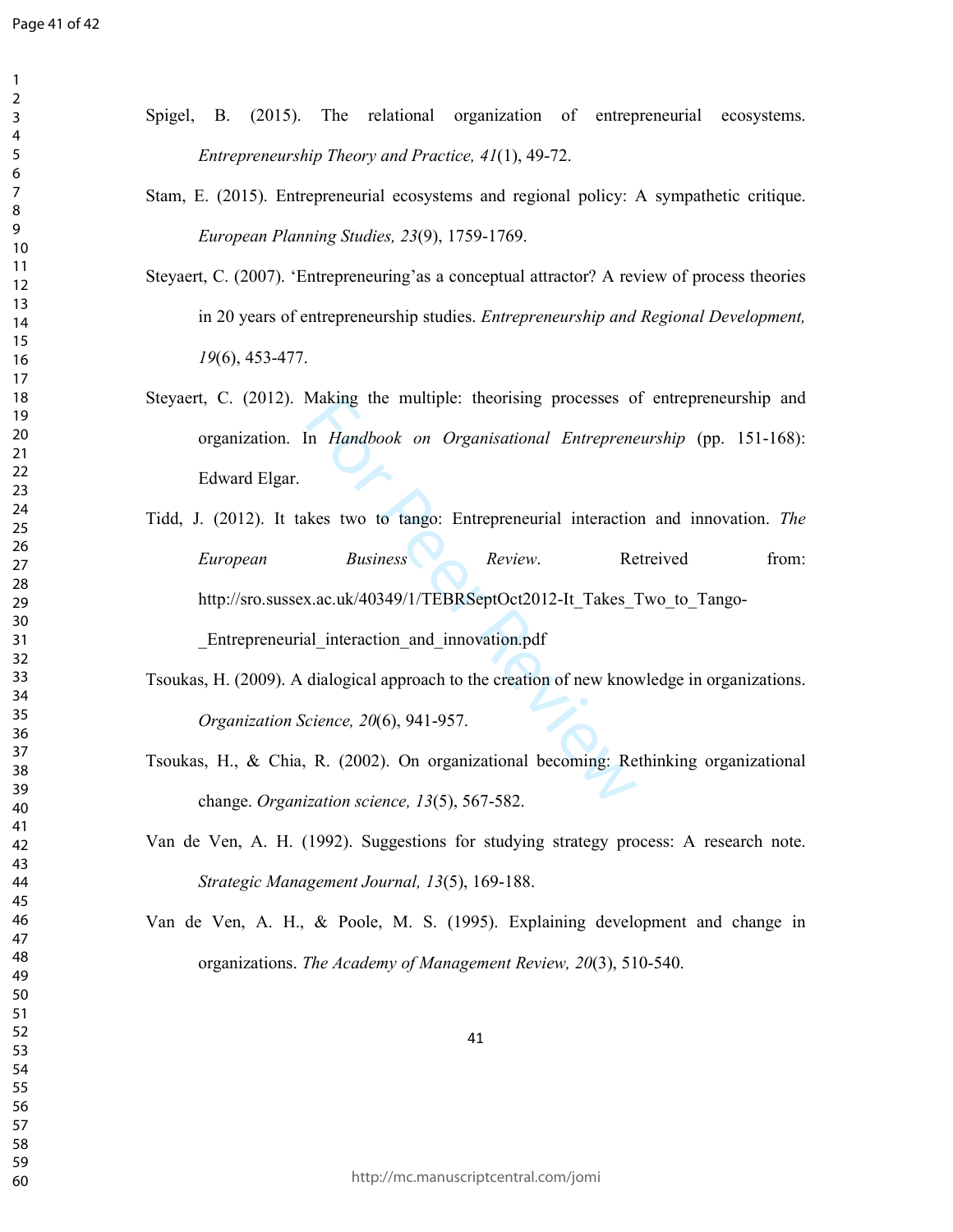Spigel, B. (2015). The relational organization of entrepreneurial ecosystems. *Entrepreneurship Theory and Practice, 41*(1), 49-72.

Stam, E. (2015). Entrepreneurial ecosystems and regional policy: A sympathetic critique. *European Planning Studies, 23*(9), 1759-1769.

Steyaert, C. (2007). 'Entrepreneuring'as a conceptual attractor? A review of process theories in 20 years of entrepreneurship studies. *Entrepreneurship and Regional Development, 19*(6), 453-477.

Steyaert, C. (2012). Making the multiple: theorising processes of entrepreneurship and organization. In *Handbook on Organisational Entrepreneurship* (pp. 151-168): Edward Elgar.

Tidd, J. (2012). It takes two to tango: Entrepreneurial interaction and innovation. *The European Business Review*. Retreived from: http://sro.sussex.ac.uk/40349/1/TEBRSeptOct2012-It_Takes_Two_to_Tango-_Entrepreneurial_interaction_and_innovation.pdf

Tsoukas, H. (2009). A dialogical approach to the creation of new knowledge in organizations. *Organization Science, 20*(6), 941-957.

Tsoukas, H., & Chia, R. (2002). On organizational becoming: Rethinking organizational change. *Organization science, 13*(5), 567-582.

Van de Ven, A. H. (1992). Suggestions for studying strategy process: A research note. *Strategic Management Journal, 13*(5), 169-188.

Van de Ven, A. H., & Poole, M. S. (1995). Explaining development and change in organizations. *The Academy of Management Review, 20*(3), 510-540.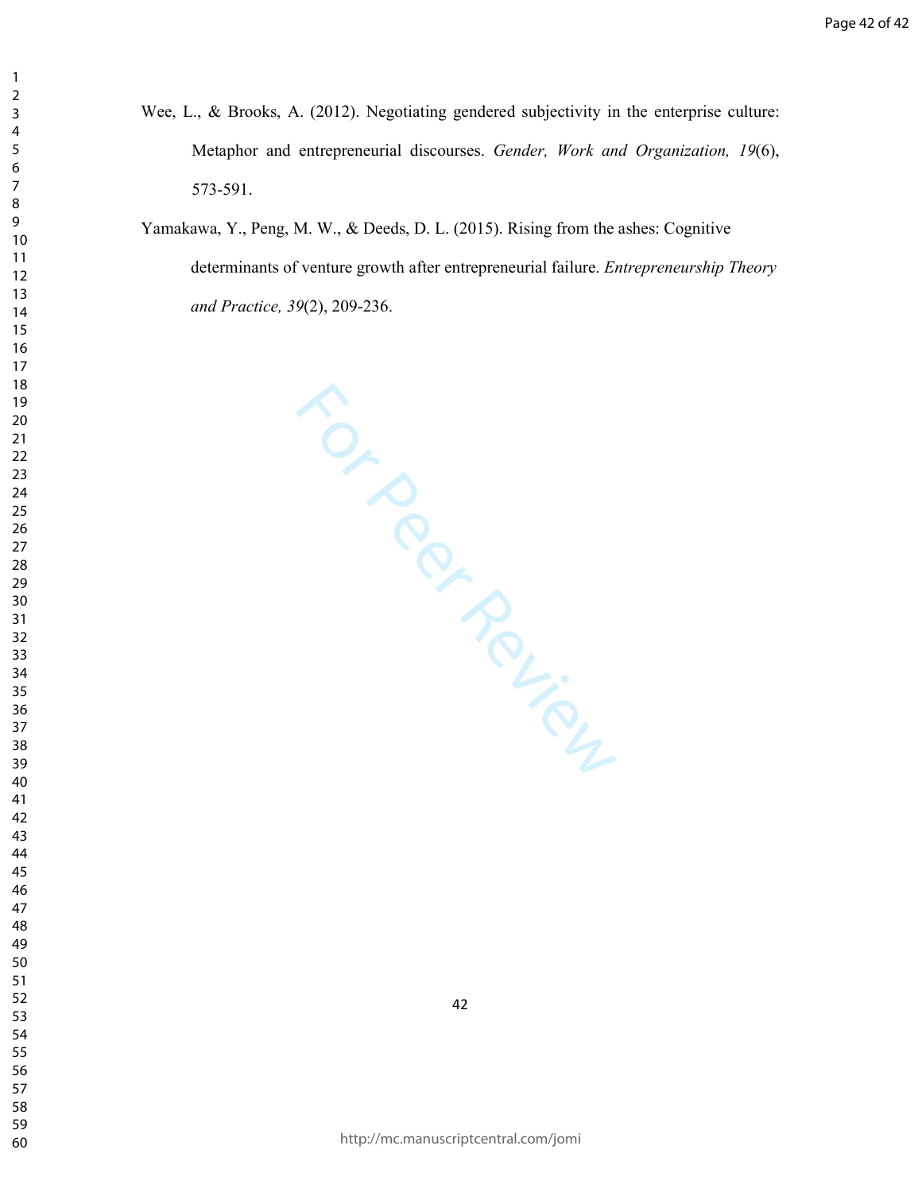Wee, L., & Brooks, A. (2012). Negotiating gendered subjectivity in the enterprise culture: Metaphor and entrepreneurial discourses. *Gender, Work and Organization, 19*(6), 573-591.

Yamakawa, Y., Peng, M. W., & Deeds, D. L. (2015). Rising from the ashes: Cognitive determinants of venture growth after entrepreneurial failure. *Entrepreneurship Theory and Practice, 39*(2), 209-236.